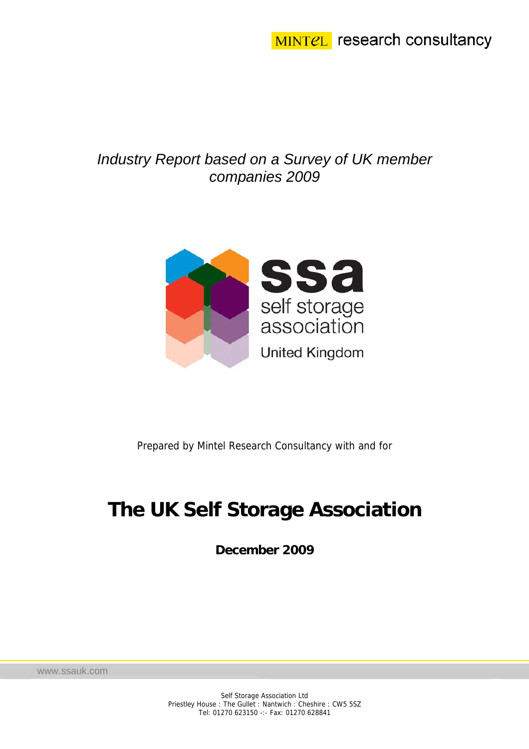MINTEL research consultancy

*Industry Report based on a Survey of UK member companies 2009*

ssa
self storage association
United Kingdom

Prepared by Mintel Research Consultancy with and for

# The UK Self Storage Association

**December 2009**

www.ssauk.com

Self Storage Association Ltd
Priestley House : The Gullet : Nantwich : Cheshire : CW5 5SZ
Tel: 01270 623150 -:- Fax: 01270 628841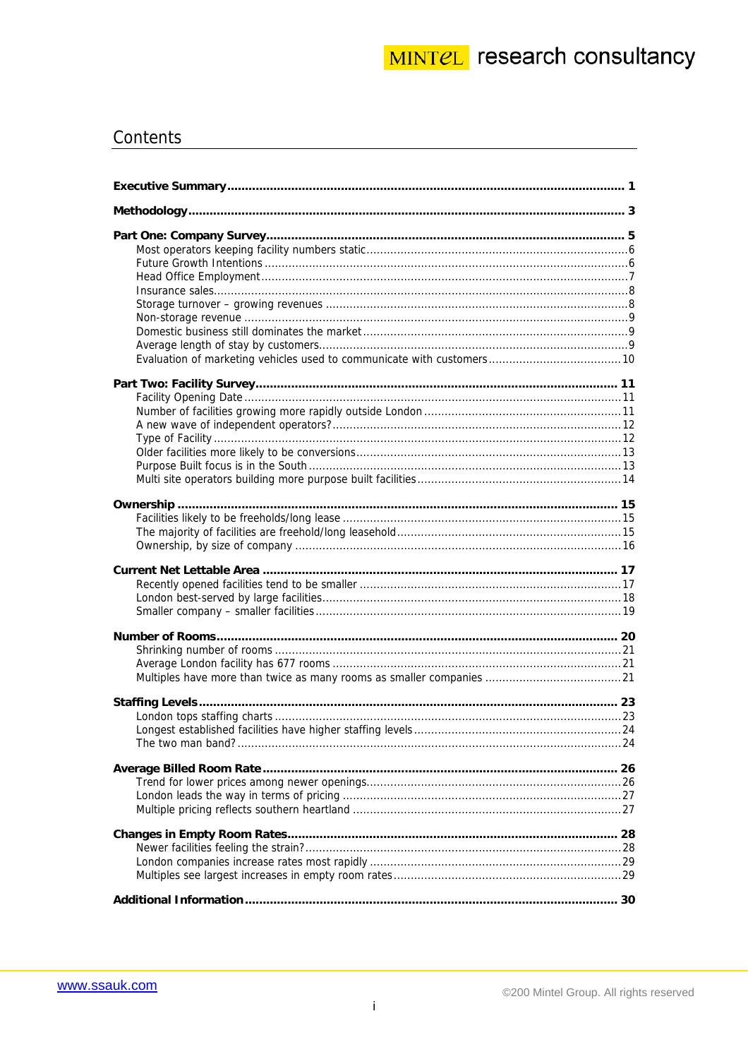# Contents

**Executive Summary** .......... **1**

**Methodology** .......... **3**

**Part One: Company Survey** .......... **5**
- Most operators keeping facility numbers static .......... 6
- Future Growth Intentions .......... 6
- Head Office Employment .......... 7
- Insurance sales .......... 8
- Storage turnover – growing revenues .......... 8
- Non-storage revenue .......... 9
- Domestic business still dominates the market .......... 9
- Average length of stay by customers .......... 9
- Evaluation of marketing vehicles used to communicate with customers .......... 10

**Part Two: Facility Survey** .......... **11**
- Facility Opening Date .......... 11
- Number of facilities growing more rapidly outside London .......... 11
- A new wave of independent operators? .......... 12
- Type of Facility .......... 12
- Older facilities more likely to be conversions .......... 13
- Purpose Built focus is in the South .......... 13
- Multi site operators building more purpose built facilities .......... 14

**Ownership** .......... **15**
- Facilities likely to be freeholds/long lease .......... 15
- The majority of facilities are freehold/long leasehold .......... 15
- Ownership, by size of company .......... 16

**Current Net Lettable Area** .......... **17**
- Recently opened facilities tend to be smaller .......... 17
- London best-served by large facilities .......... 18
- Smaller company – smaller facilities .......... 19

**Number of Rooms** .......... **20**
- Shrinking number of rooms .......... 21
- Average London facility has 677 rooms .......... 21
- Multiples have more than twice as many rooms as smaller companies .......... 21

**Staffing Levels** .......... **23**
- London tops staffing charts .......... 23
- Longest established facilities have higher staffing levels .......... 24
- The two man band? .......... 24

**Average Billed Room Rate** .......... **26**
- Trend for lower prices among newer openings .......... 26
- London leads the way in terms of pricing .......... 27
- Multiple pricing reflects southern heartland .......... 27

**Changes in Empty Room Rates** .......... **28**
- Newer facilities feeling the strain? .......... 28
- London companies increase rates most rapidly .......... 29
- Multiples see largest increases in empty room rates .......... 29

**Additional Information** .......... **30**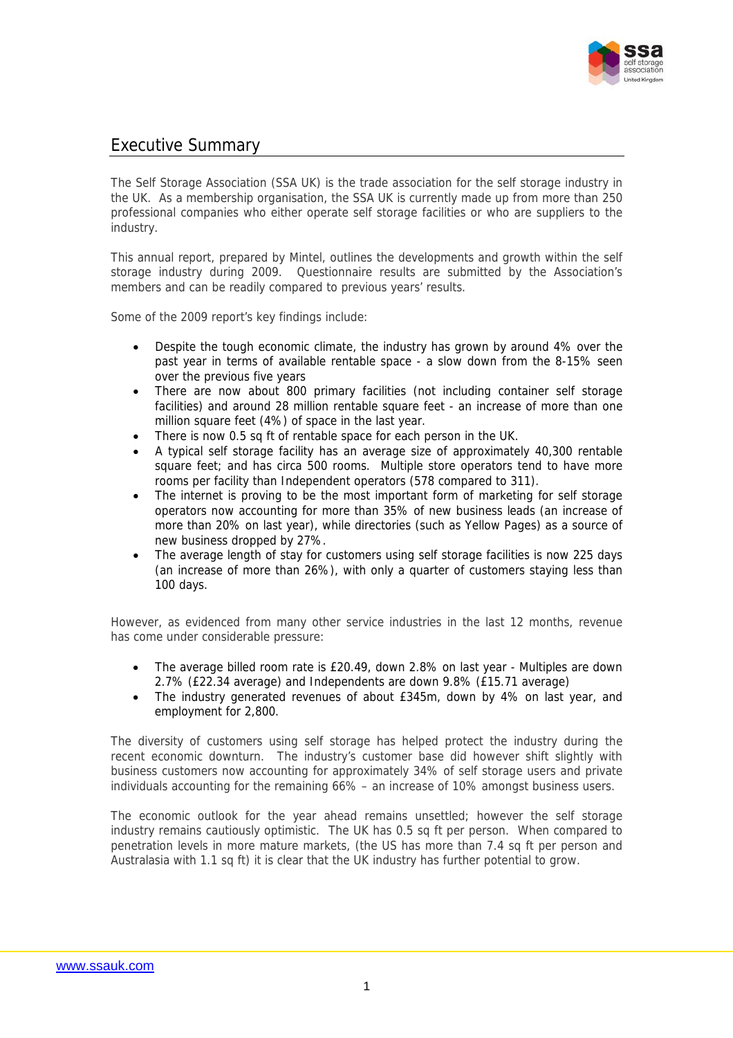# Executive Summary

The Self Storage Association (SSA UK) is the trade association for the self storage industry in the UK. As a membership organisation, the SSA UK is currently made up from more than 250 professional companies who either operate self storage facilities or who are suppliers to the industry.

This annual report, prepared by Mintel, outlines the developments and growth within the self storage industry during 2009. Questionnaire results are submitted by the Association's members and can be readily compared to previous years' results.

Some of the 2009 report's key findings include:

- Despite the tough economic climate, the industry has grown by around 4% over the past year in terms of available rentable space - a slow down from the 8-15% seen over the previous five years
- There are now about 800 primary facilities (not including container self storage facilities) and around 28 million rentable square feet - an increase of more than one million square feet (4%) of space in the last year.
- There is now 0.5 sq ft of rentable space for each person in the UK.
- A typical self storage facility has an average size of approximately 40,300 rentable square feet; and has circa 500 rooms. Multiple store operators tend to have more rooms per facility than Independent operators (578 compared to 311).
- The internet is proving to be the most important form of marketing for self storage operators now accounting for more than 35% of new business leads (an increase of more than 20% on last year), while directories (such as Yellow Pages) as a source of new business dropped by 27%.
- The average length of stay for customers using self storage facilities is now 225 days (an increase of more than 26%), with only a quarter of customers staying less than 100 days.

However, as evidenced from many other service industries in the last 12 months, revenue has come under considerable pressure:

- The average billed room rate is £20.49, down 2.8% on last year - Multiples are down 2.7% (£22.34 average) and Independents are down 9.8% (£15.71 average)
- The industry generated revenues of about £345m, down by 4% on last year, and employment for 2,800.

The diversity of customers using self storage has helped protect the industry during the recent economic downturn. The industry's customer base did however shift slightly with business customers now accounting for approximately 34% of self storage users and private individuals accounting for the remaining 66% – an increase of 10% amongst business users.

The economic outlook for the year ahead remains unsettled; however the self storage industry remains cautiously optimistic. The UK has 0.5 sq ft per person. When compared to penetration levels in more mature markets, (the US has more than 7.4 sq ft per person and Australasia with 1.1 sq ft) it is clear that the UK industry has further potential to grow.

www.ssauk.com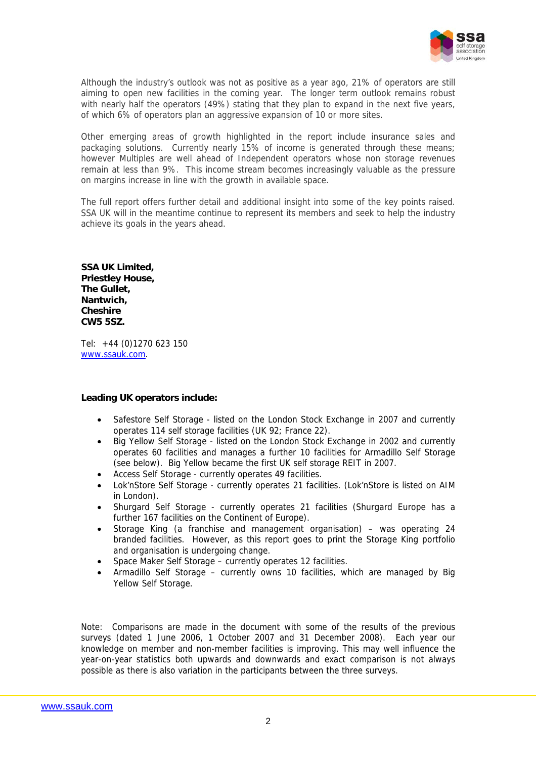Although the industry's outlook was not as positive as a year ago, 21% of operators are still aiming to open new facilities in the coming year. The longer term outlook remains robust with nearly half the operators (49%) stating that they plan to expand in the next five years, of which 6% of operators plan an aggressive expansion of 10 or more sites.

Other emerging areas of growth highlighted in the report include insurance sales and packaging solutions. Currently nearly 15% of income is generated through these means; however Multiples are well ahead of Independent operators whose non storage revenues remain at less than 9%. This income stream becomes increasingly valuable as the pressure on margins increase in line with the growth in available space.

The full report offers further detail and additional insight into some of the key points raised. SSA UK will in the meantime continue to represent its members and seek to help the industry achieve its goals in the years ahead.

**SSA UK Limited,**
**Priestley House,**
**The Gullet,**
**Nantwich,**
**Cheshire**
**CW5 5SZ.**

Tel: +44 (0)1270 623 150
www.ssauk.com.

**Leading UK operators include:**

- Safestore Self Storage - listed on the London Stock Exchange in 2007 and currently operates 114 self storage facilities (UK 92; France 22).
- Big Yellow Self Storage - listed on the London Stock Exchange in 2002 and currently operates 60 facilities and manages a further 10 facilities for Armadillo Self Storage (see below). Big Yellow became the first UK self storage REIT in 2007.
- Access Self Storage - currently operates 49 facilities.
- Lok'nStore Self Storage - currently operates 21 facilities. (Lok'nStore is listed on AIM in London).
- Shurgard Self Storage - currently operates 21 facilities (Shurgard Europe has a further 167 facilities on the Continent of Europe).
- Storage King (a franchise and management organisation) – was operating 24 branded facilities. However, as this report goes to print the Storage King portfolio and organisation is undergoing change.
- Space Maker Self Storage – currently operates 12 facilities.
- Armadillo Self Storage – currently owns 10 facilities, which are managed by Big Yellow Self Storage.

Note: Comparisons are made in the document with some of the results of the previous surveys (dated 1 June 2006, 1 October 2007 and 31 December 2008). Each year our knowledge on member and non-member facilities is improving. This may well influence the year-on-year statistics both upwards and downwards and exact comparison is not always possible as there is also variation in the participants between the three surveys.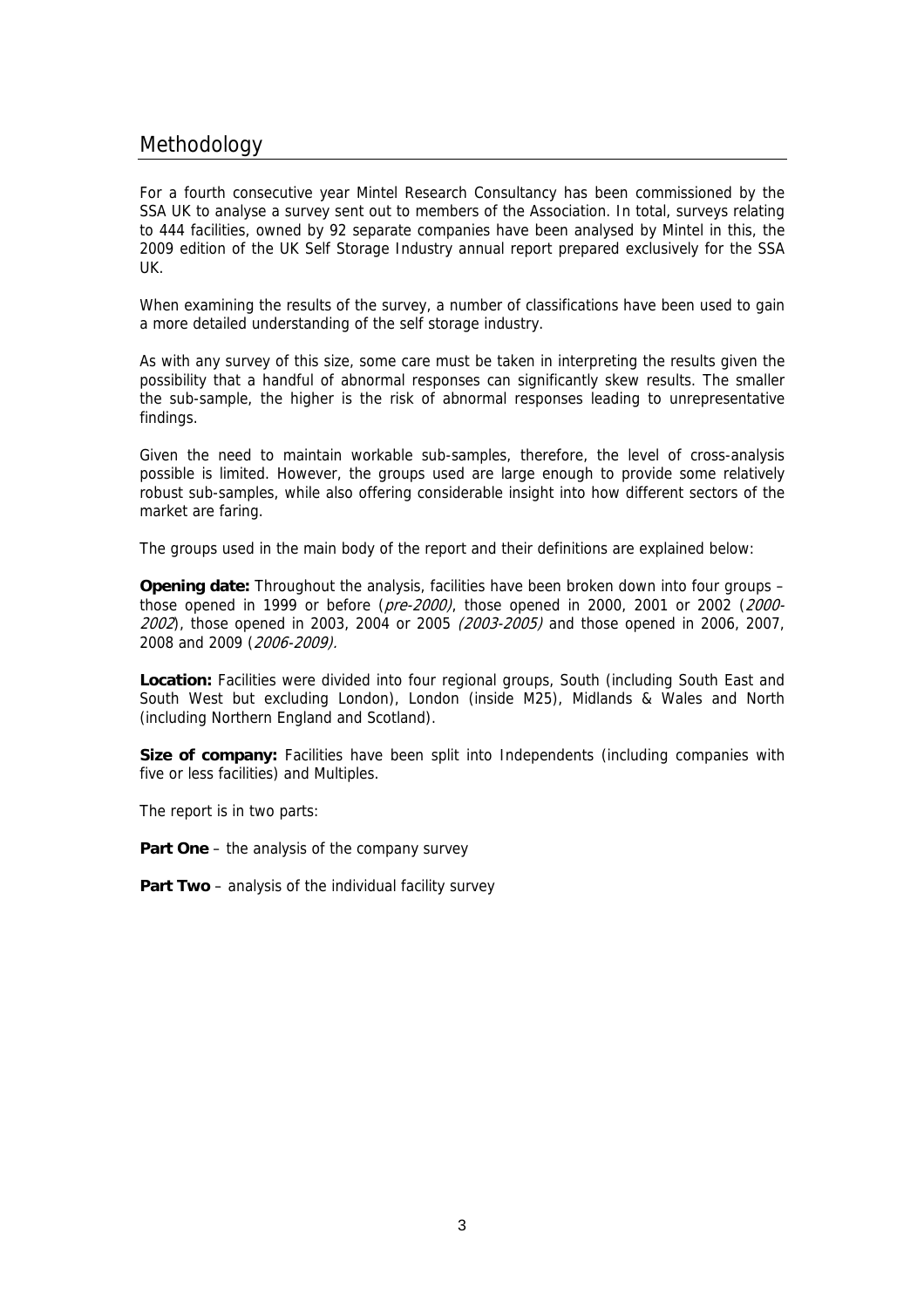# Methodology

For a fourth consecutive year Mintel Research Consultancy has been commissioned by the SSA UK to analyse a survey sent out to members of the Association. In total, surveys relating to 444 facilities, owned by 92 separate companies have been analysed by Mintel in this, the 2009 edition of the UK Self Storage Industry annual report prepared exclusively for the SSA UK.

When examining the results of the survey, a number of classifications have been used to gain a more detailed understanding of the self storage industry.

As with any survey of this size, some care must be taken in interpreting the results given the possibility that a handful of abnormal responses can significantly skew results. The smaller the sub-sample, the higher is the risk of abnormal responses leading to unrepresentative findings.

Given the need to maintain workable sub-samples, therefore, the level of cross-analysis possible is limited. However, the groups used are large enough to provide some relatively robust sub-samples, while also offering considerable insight into how different sectors of the market are faring.

The groups used in the main body of the report and their definitions are explained below:

**Opening date:** Throughout the analysis, facilities have been broken down into four groups – those opened in 1999 or before (*pre-2000)*, those opened in 2000, 2001 or 2002 (*2000-2002*), those opened in 2003, 2004 or 2005 *(2003-2005)* and those opened in 2006, 2007, 2008 and 2009 (*2006-2009).*

**Location:** Facilities were divided into four regional groups, South (including South East and South West but excluding London), London (inside M25), Midlands & Wales and North (including Northern England and Scotland).

**Size of company:** Facilities have been split into Independents (including companies with five or less facilities) and Multiples.

The report is in two parts:

**Part One** – the analysis of the company survey

**Part Two** – analysis of the individual facility survey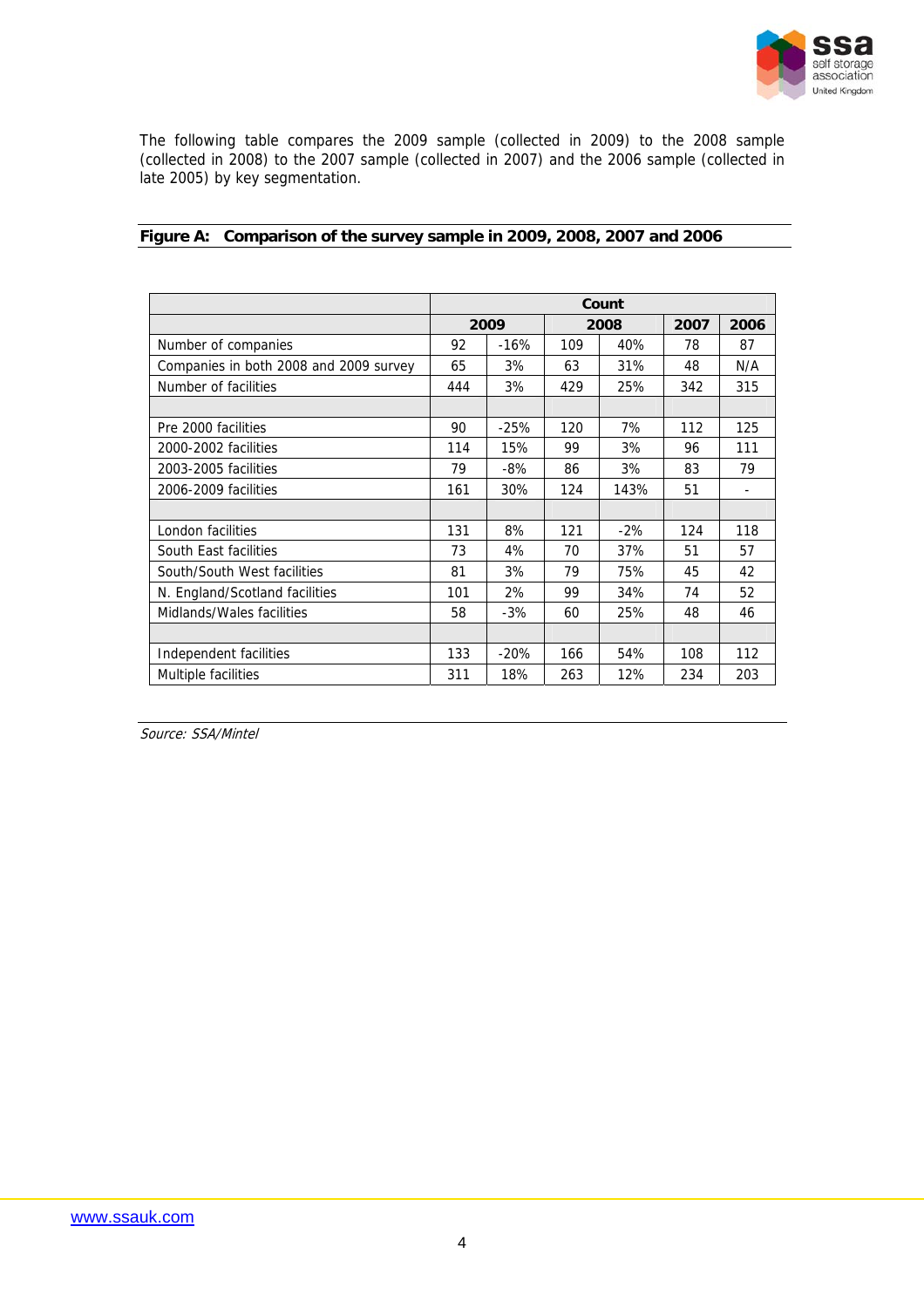The following table compares the 2009 sample (collected in 2009) to the 2008 sample (collected in 2008) to the 2007 sample (collected in 2007) and the 2006 sample (collected in late 2005) by key segmentation.

**Figure A: Comparison of the survey sample in 2009, 2008, 2007 and 2006**

| | Count | | | | | |
|---|---|---|---|---|---|---|
| | 2009 | | 2008 | | 2007 | 2006 |
| Number of companies | 92 | -16% | 109 | 40% | 78 | 87 |
| Companies in both 2008 and 2009 survey | 65 | 3% | 63 | 31% | 48 | N/A |
| Number of facilities | 444 | 3% | 429 | 25% | 342 | 315 |
| | | | | | | |
| Pre 2000 facilities | 90 | -25% | 120 | 7% | 112 | 125 |
| 2000-2002 facilities | 114 | 15% | 99 | 3% | 96 | 111 |
| 2003-2005 facilities | 79 | -8% | 86 | 3% | 83 | 79 |
| 2006-2009 facilities | 161 | 30% | 124 | 143% | 51 | - |
| | | | | | | |
| London facilities | 131 | 8% | 121 | -2% | 124 | 118 |
| South East facilities | 73 | 4% | 70 | 37% | 51 | 57 |
| South/South West facilities | 81 | 3% | 79 | 75% | 45 | 42 |
| N. England/Scotland facilities | 101 | 2% | 99 | 34% | 74 | 52 |
| Midlands/Wales facilities | 58 | -3% | 60 | 25% | 48 | 46 |
| | | | | | | |
| Independent facilities | 133 | -20% | 166 | 54% | 108 | 112 |
| Multiple facilities | 311 | 18% | 263 | 12% | 234 | 203 |

*Source: SSA/Mintel*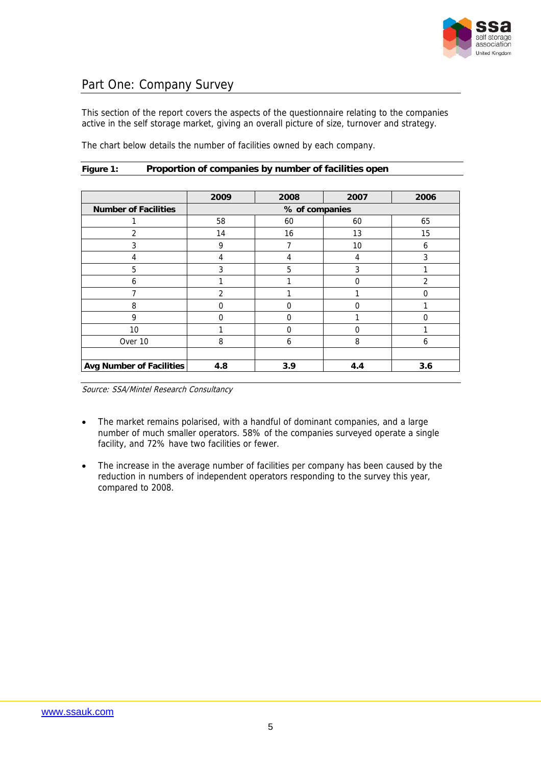## Part One: Company Survey

This section of the report covers the aspects of the questionnaire relating to the companies active in the self storage market, giving an overall picture of size, turnover and strategy.

The chart below details the number of facilities owned by each company.

**Figure 1: Proportion of companies by number of facilities open**

| | 2009 | 2008 | 2007 | 2006 |
|---|---|---|---|---|
| **Number of Facilities** | **% of companies** | | | |
| 1 | 58 | 60 | 60 | 65 |
| 2 | 14 | 16 | 13 | 15 |
| 3 | 9 | 7 | 10 | 6 |
| 4 | 4 | 4 | 4 | 3 |
| 5 | 3 | 5 | 3 | 1 |
| 6 | 1 | 1 | 0 | 2 |
| 7 | 2 | 1 | 1 | 0 |
| 8 | 0 | 0 | 0 | 1 |
| 9 | 0 | 0 | 1 | 0 |
| 10 | 1 | 0 | 0 | 1 |
| Over 10 | 8 | 6 | 8 | 6 |
| | | | | |
| **Avg Number of Facilities** | **4.8** | **3.9** | **4.4** | **3.6** |

*Source: SSA/Mintel Research Consultancy*

- The market remains polarised, with a handful of dominant companies, and a large number of much smaller operators. 58% of the companies surveyed operate a single facility, and 72% have two facilities or fewer.
- The increase in the average number of facilities per company has been caused by the reduction in numbers of independent operators responding to the survey this year, compared to 2008.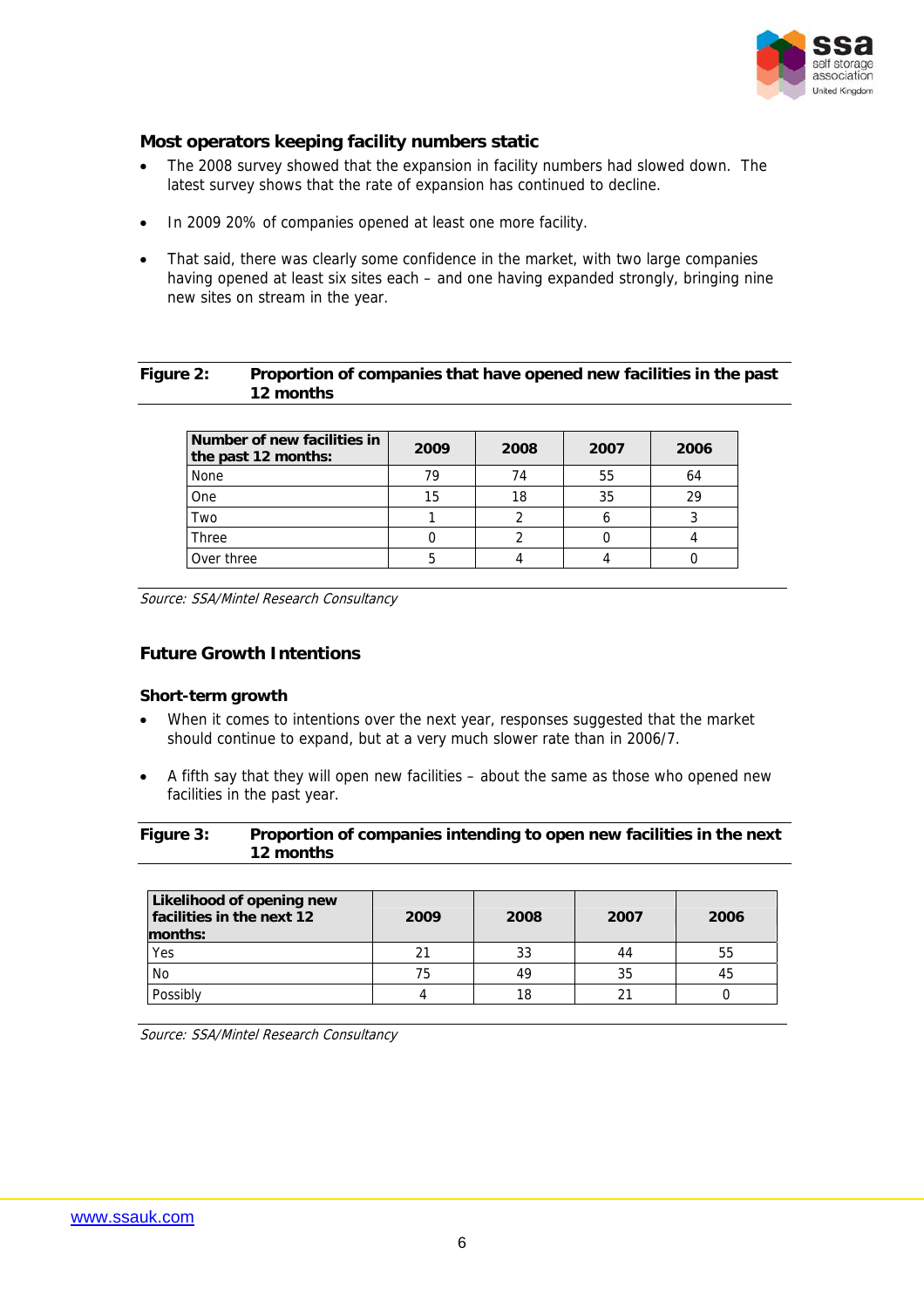## Most operators keeping facility numbers static

- The 2008 survey showed that the expansion in facility numbers had slowed down. The latest survey shows that the rate of expansion has continued to decline.
- In 2009 20% of companies opened at least one more facility.
- That said, there was clearly some confidence in the market, with two large companies having opened at least six sites each – and one having expanded strongly, bringing nine new sites on stream in the year.

**Figure 2: Proportion of companies that have opened new facilities in the past 12 months**

| Number of new facilities in the past 12 months: | 2009 | 2008 | 2007 | 2006 |
|---|---|---|---|---|
| None | 79 | 74 | 55 | 64 |
| One | 15 | 18 | 35 | 29 |
| Two | 1 | 2 | 6 | 3 |
| Three | 0 | 2 | 0 | 4 |
| Over three | 5 | 4 | 4 | 0 |

*Source: SSA/Mintel Research Consultancy*

## Future Growth Intentions

### Short-term growth

- When it comes to intentions over the next year, responses suggested that the market should continue to expand, but at a very much slower rate than in 2006/7.
- A fifth say that they will open new facilities – about the same as those who opened new facilities in the past year.

**Figure 3: Proportion of companies intending to open new facilities in the next 12 months**

| Likelihood of opening new facilities in the next 12 months: | 2009 | 2008 | 2007 | 2006 |
|---|---|---|---|---|
| Yes | 21 | 33 | 44 | 55 |
| No | 75 | 49 | 35 | 45 |
| Possibly | 4 | 18 | 21 | 0 |

*Source: SSA/Mintel Research Consultancy*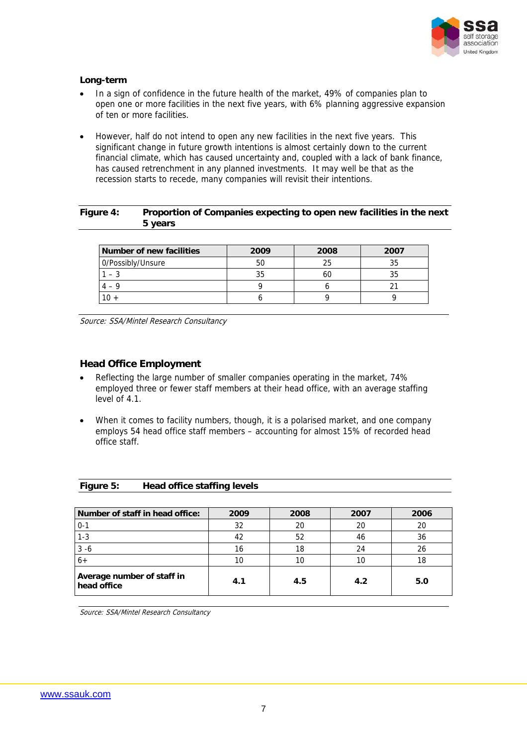### Long-term

- In a sign of confidence in the future health of the market, 49% of companies plan to open one or more facilities in the next five years, with 6% planning aggressive expansion of ten or more facilities.

- However, half do not intend to open any new facilities in the next five years. This significant change in future growth intentions is almost certainly down to the current financial climate, which has caused uncertainty and, coupled with a lack of bank finance, has caused retrenchment in any planned investments. It may well be that as the recession starts to recede, many companies will revisit their intentions.

**Figure 4: Proportion of Companies expecting to open new facilities in the next 5 years**

| Number of new facilities | 2009 | 2008 | 2007 |
|---|---|---|---|
| 0/Possibly/Unsure | 50 | 25 | 35 |
| 1 – 3 | 35 | 60 | 35 |
| 4 – 9 | 9 | 6 | 21 |
| 10 + | 6 | 9 | 9 |

*Source: SSA/Mintel Research Consultancy*

### Head Office Employment

- Reflecting the large number of smaller companies operating in the market, 74% employed three or fewer staff members at their head office, with an average staffing level of 4.1.

- When it comes to facility numbers, though, it is a polarised market, and one company employs 54 head office staff members – accounting for almost 15% of recorded head office staff.

**Figure 5: Head office staffing levels**

| Number of staff in head office: | 2009 | 2008 | 2007 | 2006 |
|---|---|---|---|---|
| 0-1 | 32 | 20 | 20 | 20 |
| 1-3 | 42 | 52 | 46 | 36 |
| 3 -6 | 16 | 18 | 24 | 26 |
| 6+ | 10 | 10 | 10 | 18 |
| **Average number of staff in head office** | **4.1** | **4.5** | **4.2** | **5.0** |

*Source: SSA/Mintel Research Consultancy*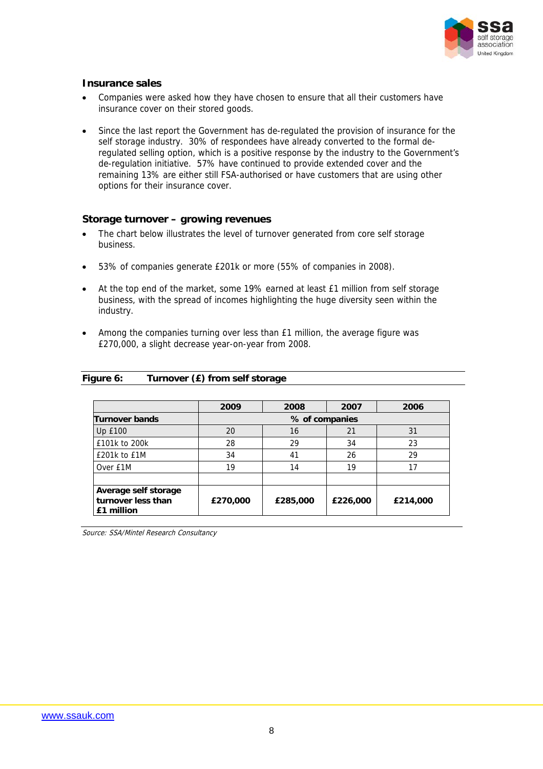## Insurance sales

- Companies were asked how they have chosen to ensure that all their customers have insurance cover on their stored goods.
- Since the last report the Government has de-regulated the provision of insurance for the self storage industry. 30% of respondees have already converted to the formal de-regulated selling option, which is a positive response by the industry to the Government's de-regulation initiative. 57% have continued to provide extended cover and the remaining 13% are either still FSA-authorised or have customers that are using other options for their insurance cover.

## Storage turnover – growing revenues

- The chart below illustrates the level of turnover generated from core self storage business.
- 53% of companies generate £201k or more (55% of companies in 2008).
- At the top end of the market, some 19% earned at least £1 million from self storage business, with the spread of incomes highlighting the huge diversity seen within the industry.
- Among the companies turning over less than £1 million, the average figure was £270,000, a slight decrease year-on-year from 2008.

**Figure 6: Turnover (£) from self storage**

| | 2009 | 2008 | 2007 | 2006 |
|---|---|---|---|---|
| **Turnover bands** | **% of companies** | | | |
| Up £100 | 20 | 16 | 21 | 31 |
| £101k to 200k | 28 | 29 | 34 | 23 |
| £201k to £1M | 34 | 41 | 26 | 29 |
| Over £1M | 19 | 14 | 19 | 17 |
| | | | | |
| **Average self storage turnover less than £1 million** | **£270,000** | **£285,000** | **£226,000** | **£214,000** |

*Source: SSA/Mintel Research Consultancy*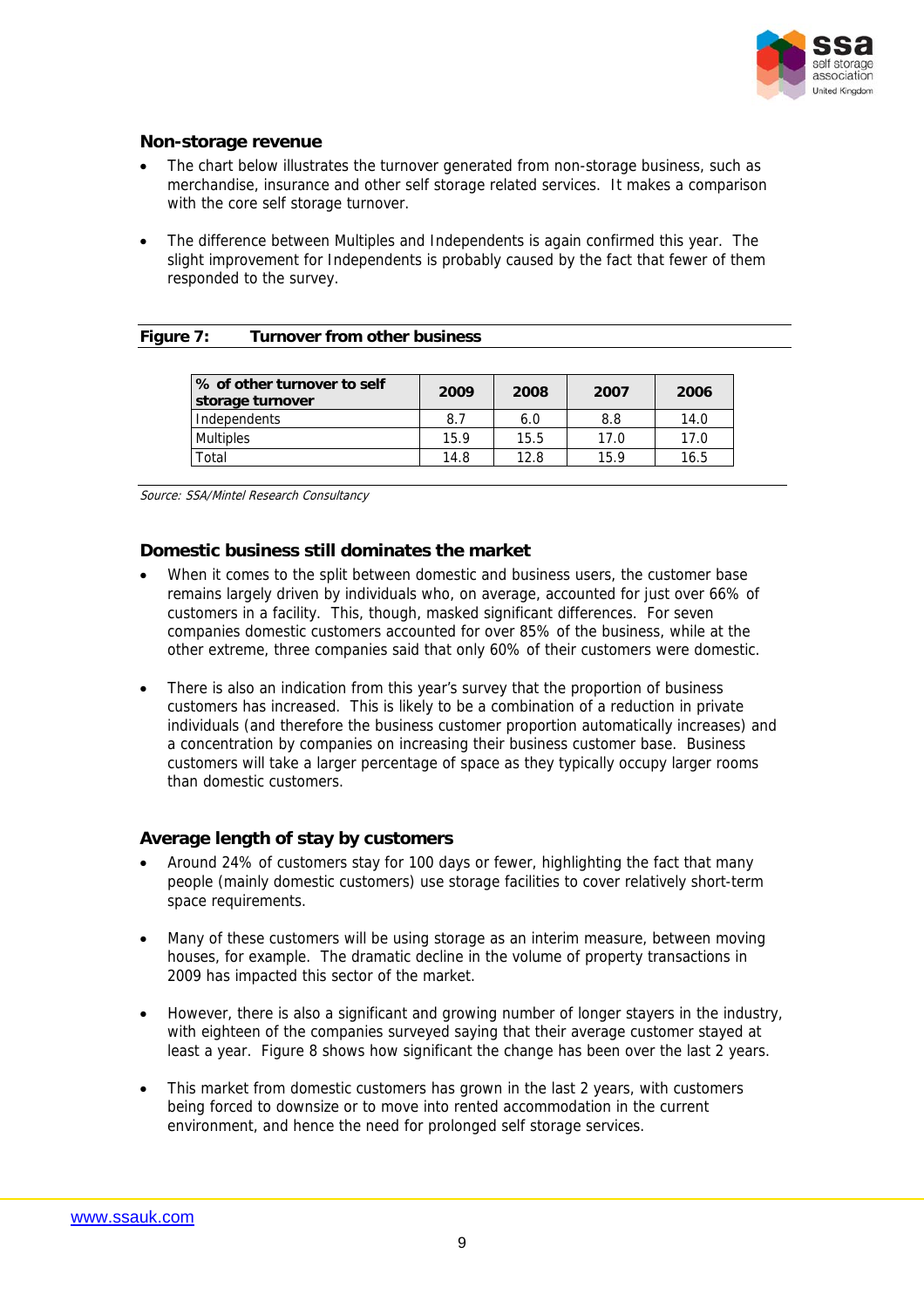## Non-storage revenue

- The chart below illustrates the turnover generated from non-storage business, such as merchandise, insurance and other self storage related services. It makes a comparison with the core self storage turnover.
- The difference between Multiples and Independents is again confirmed this year. The slight improvement for Independents is probably caused by the fact that fewer of them responded to the survey.

**Figure 7: Turnover from other business**

| % of other turnover to self storage turnover | 2009 | 2008 | 2007 | 2006 |
|---|---|---|---|---|
| Independents | 8.7 | 6.0 | 8.8 | 14.0 |
| Multiples | 15.9 | 15.5 | 17.0 | 17.0 |
| Total | 14.8 | 12.8 | 15.9 | 16.5 |

*Source: SSA/Mintel Research Consultancy*

## Domestic business still dominates the market

- When it comes to the split between domestic and business users, the customer base remains largely driven by individuals who, on average, accounted for just over 66% of customers in a facility. This, though, masked significant differences. For seven companies domestic customers accounted for over 85% of the business, while at the other extreme, three companies said that only 60% of their customers were domestic.
- There is also an indication from this year's survey that the proportion of business customers has increased. This is likely to be a combination of a reduction in private individuals (and therefore the business customer proportion automatically increases) and a concentration by companies on increasing their business customer base. Business customers will take a larger percentage of space as they typically occupy larger rooms than domestic customers.

## Average length of stay by customers

- Around 24% of customers stay for 100 days or fewer, highlighting the fact that many people (mainly domestic customers) use storage facilities to cover relatively short-term space requirements.
- Many of these customers will be using storage as an interim measure, between moving houses, for example. The dramatic decline in the volume of property transactions in 2009 has impacted this sector of the market.
- However, there is also a significant and growing number of longer stayers in the industry, with eighteen of the companies surveyed saying that their average customer stayed at least a year. Figure 8 shows how significant the change has been over the last 2 years.
- This market from domestic customers has grown in the last 2 years, with customers being forced to downsize or to move into rented accommodation in the current environment, and hence the need for prolonged self storage services.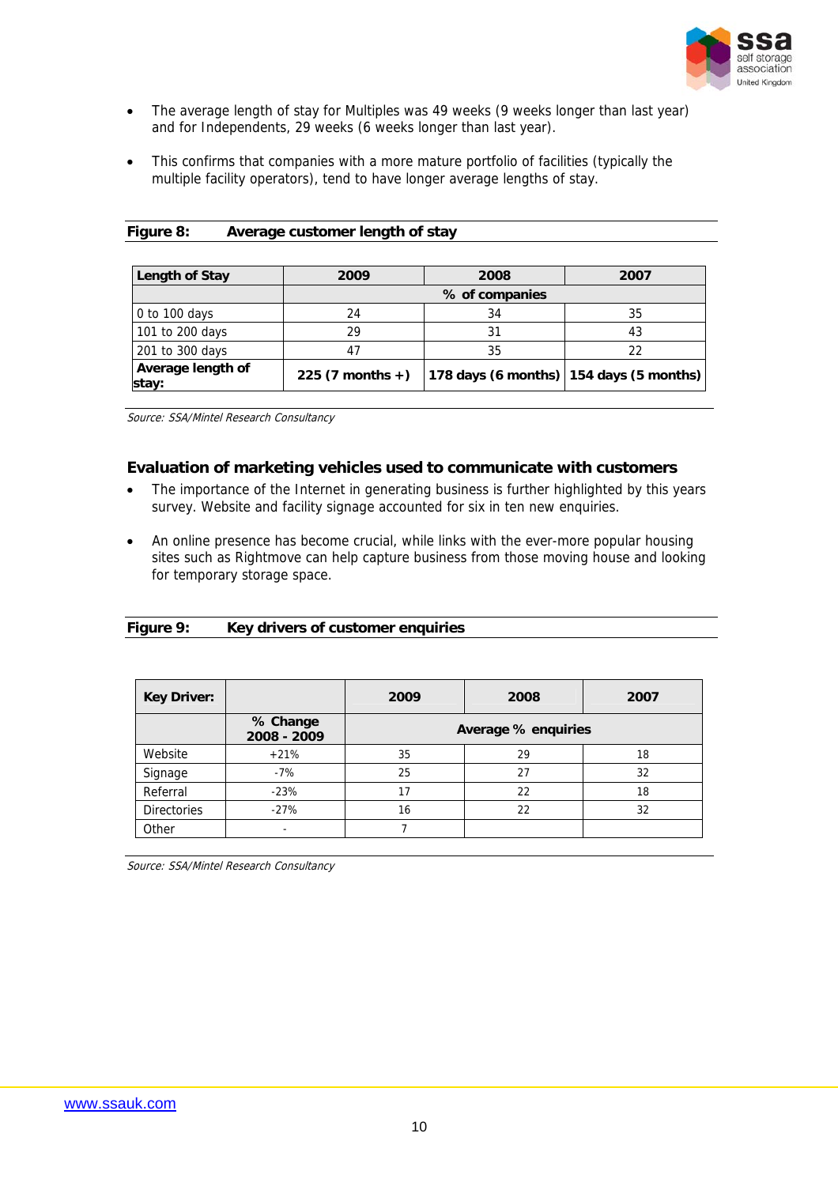- The average length of stay for Multiples was 49 weeks (9 weeks longer than last year) and for Independents, 29 weeks (6 weeks longer than last year).

- This confirms that companies with a more mature portfolio of facilities (typically the multiple facility operators), tend to have longer average lengths of stay.

**Figure 8: Average customer length of stay**

| Length of Stay | 2009 | 2008 | 2007 |
|---|---|---|---|
| | % of companies | | |
| 0 to 100 days | 24 | 34 | 35 |
| 101 to 200 days | 29 | 31 | 43 |
| 201 to 300 days | 47 | 35 | 22 |
| **Average length of stay:** | **225 (7 months +)** | **178 days (6 months)** | **154 days (5 months)** |

*Source: SSA/Mintel Research Consultancy*

### Evaluation of marketing vehicles used to communicate with customers

- The importance of the Internet in generating business is further highlighted by this years survey. Website and facility signage accounted for six in ten new enquiries.

- An online presence has become crucial, while links with the ever-more popular housing sites such as Rightmove can help capture business from those moving house and looking for temporary storage space.

**Figure 9: Key drivers of customer enquiries**

| Key Driver: | | 2009 | 2008 | 2007 |
|---|---|---|---|---|
| | % Change 2008 - 2009 | Average % enquiries | | |
| Website | +21% | 35 | 29 | 18 |
| Signage | -7% | 25 | 27 | 32 |
| Referral | -23% | 17 | 22 | 18 |
| Directories | -27% | 16 | 22 | 32 |
| Other | - | 7 | | |

*Source: SSA/Mintel Research Consultancy*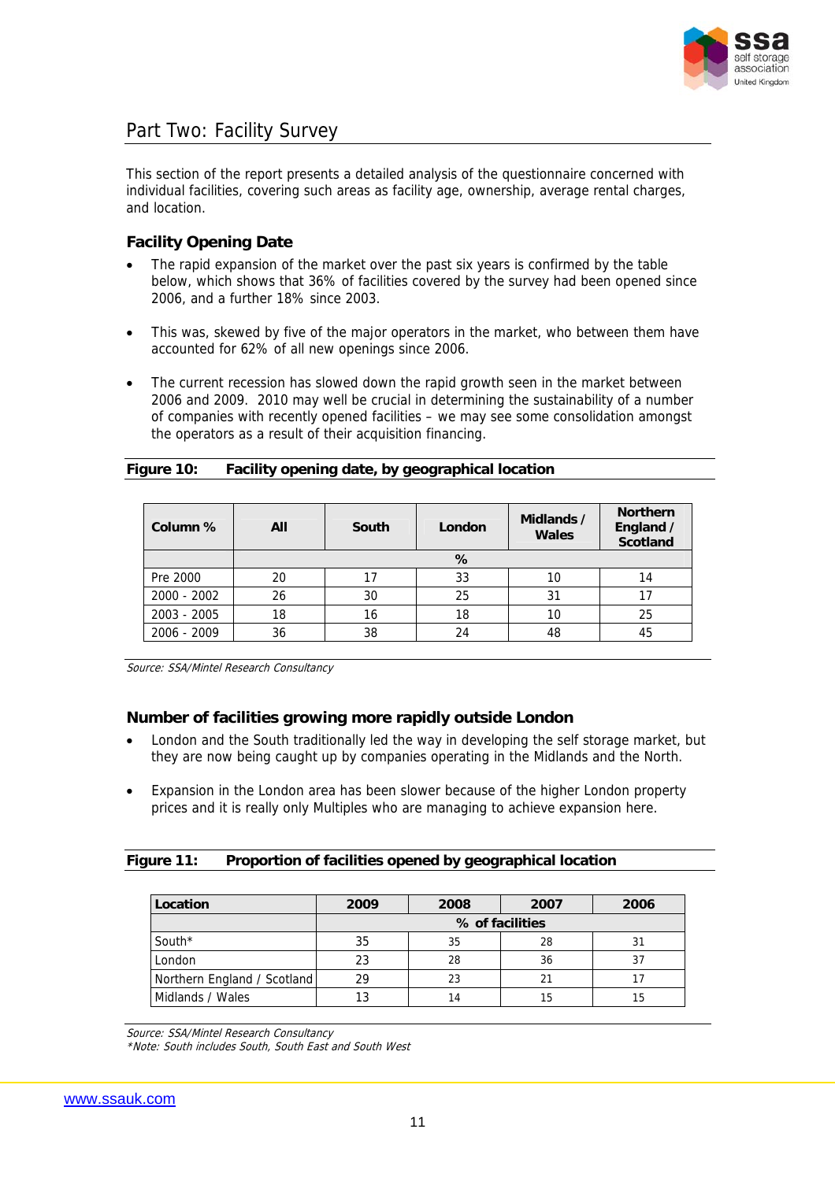## Part Two: Facility Survey

This section of the report presents a detailed analysis of the questionnaire concerned with individual facilities, covering such areas as facility age, ownership, average rental charges, and location.

### Facility Opening Date

- The rapid expansion of the market over the past six years is confirmed by the table below, which shows that 36% of facilities covered by the survey had been opened since 2006, and a further 18% since 2003.
- This was, skewed by five of the major operators in the market, who between them have accounted for 62% of all new openings since 2006.
- The current recession has slowed down the rapid growth seen in the market between 2006 and 2009. 2010 may well be crucial in determining the sustainability of a number of companies with recently opened facilities – we may see some consolidation amongst the operators as a result of their acquisition financing.

**Figure 10: Facility opening date, by geographical location**

| Column % | All | South | London | Midlands / Wales | Northern England / Scotland |
|---|---|---|---|---|---|
| | % | | | | |
| Pre 2000 | 20 | 17 | 33 | 10 | 14 |
| 2000 - 2002 | 26 | 30 | 25 | 31 | 17 |
| 2003 - 2005 | 18 | 16 | 18 | 10 | 25 |
| 2006 - 2009 | 36 | 38 | 24 | 48 | 45 |

*Source: SSA/Mintel Research Consultancy*

### Number of facilities growing more rapidly outside London

- London and the South traditionally led the way in developing the self storage market, but they are now being caught up by companies operating in the Midlands and the North.
- Expansion in the London area has been slower because of the higher London property prices and it is really only Multiples who are managing to achieve expansion here.

**Figure 11: Proportion of facilities opened by geographical location**

| Location | 2009 | 2008 | 2007 | 2006 |
|---|---|---|---|---|
| | % of facilities | | | |
| South* | 35 | 35 | 28 | 31 |
| London | 23 | 28 | 36 | 37 |
| Northern England / Scotland | 29 | 23 | 21 | 17 |
| Midlands / Wales | 13 | 14 | 15 | 15 |

*Source: SSA/Mintel Research Consultancy*
*\*Note: South includes South, South East and South West*

www.ssauk.com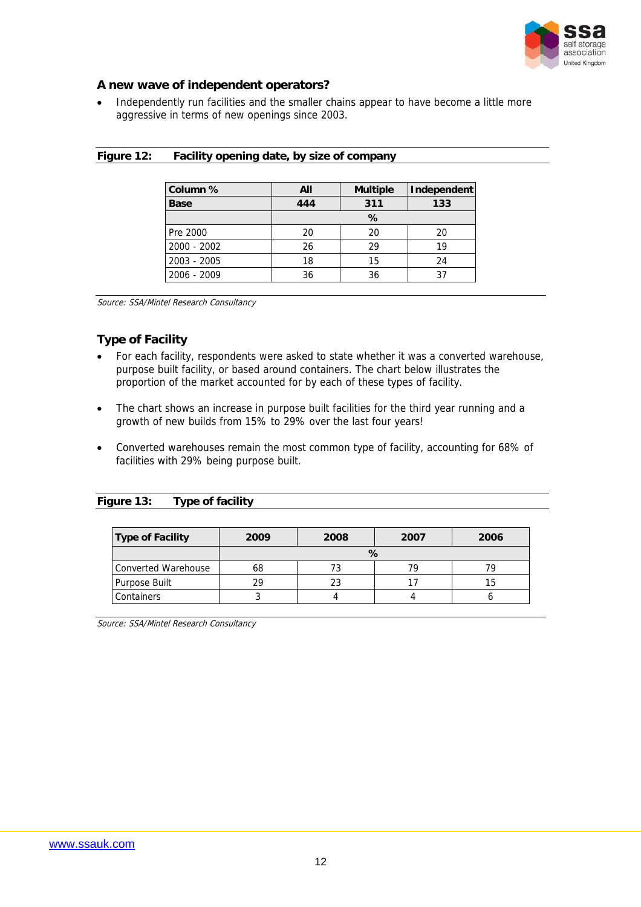## A new wave of independent operators?

- Independently run facilities and the smaller chains appear to have become a little more aggressive in terms of new openings since 2003.

**Figure 12: Facility opening date, by size of company**

| Column % | All | Multiple | Independent |
|---|---|---|---|
| **Base** | **444** | **311** | **133** |
| | | % | |
| Pre 2000 | 20 | 20 | 20 |
| 2000 - 2002 | 26 | 29 | 19 |
| 2003 - 2005 | 18 | 15 | 24 |
| 2006 - 2009 | 36 | 36 | 37 |

*Source: SSA/Mintel Research Consultancy*

## Type of Facility

- For each facility, respondents were asked to state whether it was a converted warehouse, purpose built facility, or based around containers. The chart below illustrates the proportion of the market accounted for by each of these types of facility.
- The chart shows an increase in purpose built facilities for the third year running and a growth of new builds from 15% to 29% over the last four years!
- Converted warehouses remain the most common type of facility, accounting for 68% of facilities with 29% being purpose built.

**Figure 13: Type of facility**

| Type of Facility | 2009 | 2008 | 2007 | 2006 |
|---|---|---|---|---|
| | | % | | |
| Converted Warehouse | 68 | 73 | 79 | 79 |
| Purpose Built | 29 | 23 | 17 | 15 |
| Containers | 3 | 4 | 4 | 6 |

*Source: SSA/Mintel Research Consultancy*

www.ssauk.com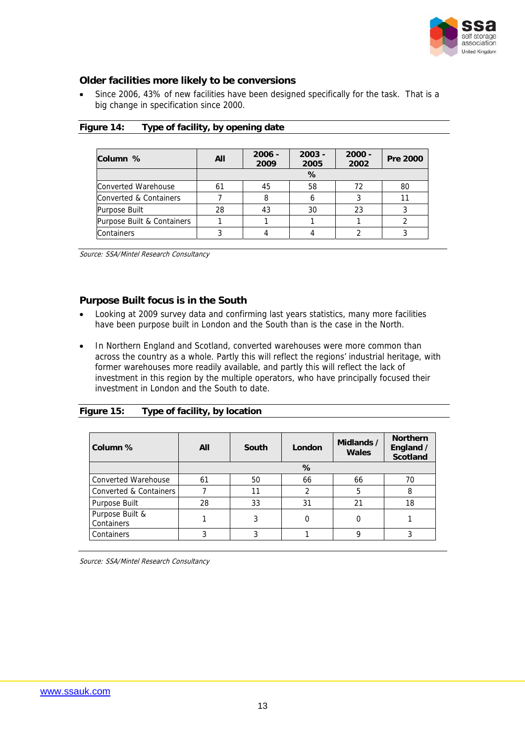## Older facilities more likely to be conversions

- Since 2006, 43% of new facilities have been designed specifically for the task. That is a big change in specification since 2000.

**Figure 14: Type of facility, by opening date**

| Column % | All | 2006 - 2009 | 2003 - 2005 | 2000 - 2002 | Pre 2000 |
|---|---|---|---|---|---|
| | % | | | | |
| Converted Warehouse | 61 | 45 | 58 | 72 | 80 |
| Converted & Containers | 7 | 8 | 6 | 3 | 11 |
| Purpose Built | 28 | 43 | 30 | 23 | 3 |
| Purpose Built & Containers | 1 | 1 | 1 | 1 | 2 |
| Containers | 3 | 4 | 4 | 2 | 3 |

*Source: SSA/Mintel Research Consultancy*

## Purpose Built focus is in the South

- Looking at 2009 survey data and confirming last years statistics, many more facilities have been purpose built in London and the South than is the case in the North.
- In Northern England and Scotland, converted warehouses were more common than across the country as a whole. Partly this will reflect the regions' industrial heritage, with former warehouses more readily available, and partly this will reflect the lack of investment in this region by the multiple operators, who have principally focused their investment in London and the South to date.

**Figure 15: Type of facility, by location**

| Column % | All | South | London | Midlands / Wales | Northern England / Scotland |
|---|---|---|---|---|---|
| | % | | | | |
| Converted Warehouse | 61 | 50 | 66 | 66 | 70 |
| Converted & Containers | 7 | 11 | 2 | 5 | 8 |
| Purpose Built | 28 | 33 | 31 | 21 | 18 |
| Purpose Built & Containers | 1 | 3 | 0 | 0 | 1 |
| Containers | 3 | 3 | 1 | 9 | 3 |

*Source: SSA/Mintel Research Consultancy*

www.ssauk.com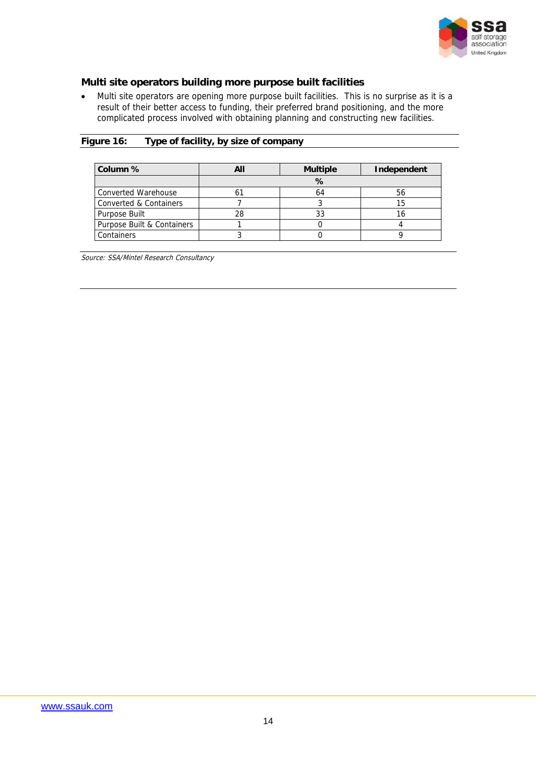### Multi site operators building more purpose built facilities

- Multi site operators are opening more purpose built facilities. This is no surprise as it is a result of their better access to funding, their preferred brand positioning, and the more complicated process involved with obtaining planning and constructing new facilities.

**Figure 16: Type of facility, by size of company**

| Column % | All | Multiple | Independent |
|---|---|---|---|
| | % | | |
| Converted Warehouse | 61 | 64 | 56 |
| Converted & Containers | 7 | 3 | 15 |
| Purpose Built | 28 | 33 | 16 |
| Purpose Built & Containers | 1 | 0 | 4 |
| Containers | 3 | 0 | 9 |

*Source: SSA/Mintel Research Consultancy*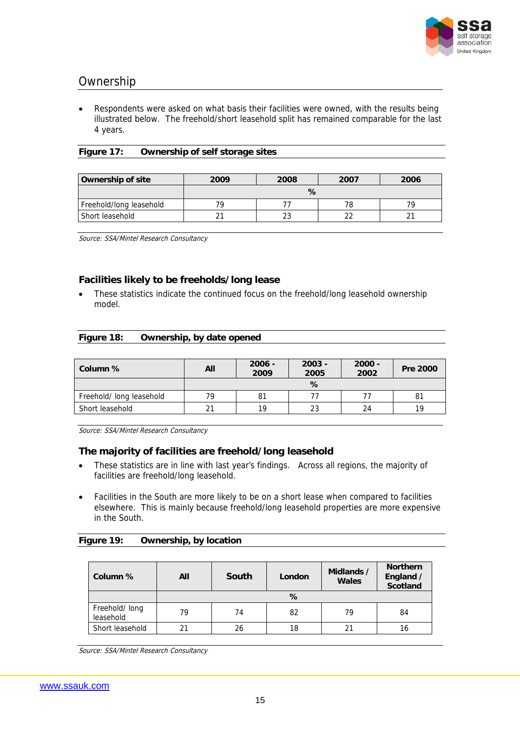## Ownership

- Respondents were asked on what basis their facilities were owned, with the results being illustrated below. The freehold/short leasehold split has remained comparable for the last 4 years.

**Figure 17: Ownership of self storage sites**

| Ownership of site | 2009 | 2008 | 2007 | 2006 |
|---|---|---|---|---|
| | % | | | |
| Freehold/long leasehold | 79 | 77 | 78 | 79 |
| Short leasehold | 21 | 23 | 22 | 21 |

*Source: SSA/Mintel Research Consultancy*

### Facilities likely to be freeholds/long lease

- These statistics indicate the continued focus on the freehold/long leasehold ownership model.

**Figure 18: Ownership, by date opened**

| Column % | All | 2006 - 2009 | 2003 - 2005 | 2000 - 2002 | Pre 2000 |
|---|---|---|---|---|---|
| | % | | | | |
| Freehold/ long leasehold | 79 | 81 | 77 | 77 | 81 |
| Short leasehold | 21 | 19 | 23 | 24 | 19 |

*Source: SSA/Mintel Research Consultancy*

### The majority of facilities are freehold/long leasehold

- These statistics are in line with last year's findings. Across all regions, the majority of facilities are freehold/long leasehold.
- Facilities in the South are more likely to be on a short lease when compared to facilities elsewhere. This is mainly because freehold/long leasehold properties are more expensive in the South.

**Figure 19: Ownership, by location**

| Column % | All | South | London | Midlands / Wales | Northern England / Scotland |
|---|---|---|---|---|---|
| | % | | | | |
| Freehold/ long leasehold | 79 | 74 | 82 | 79 | 84 |
| Short leasehold | 21 | 26 | 18 | 21 | 16 |

*Source: SSA/Mintel Research Consultancy*

www.ssauk.com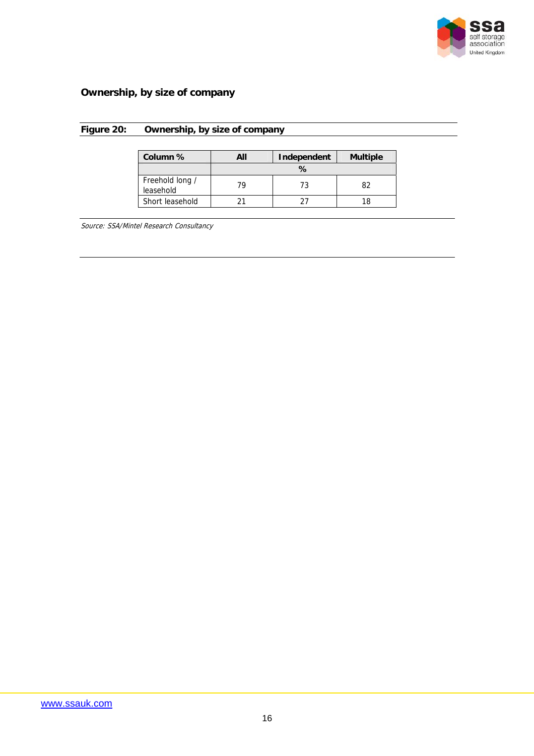## Ownership, by size of company

**Figure 20: Ownership, by size of company**

| Column % | All | Independent | Multiple |
|---|---|---|---|
| | % | | |
| Freehold long / leasehold | 79 | 73 | 82 |
| Short leasehold | 21 | 27 | 18 |

*Source: SSA/Mintel Research Consultancy*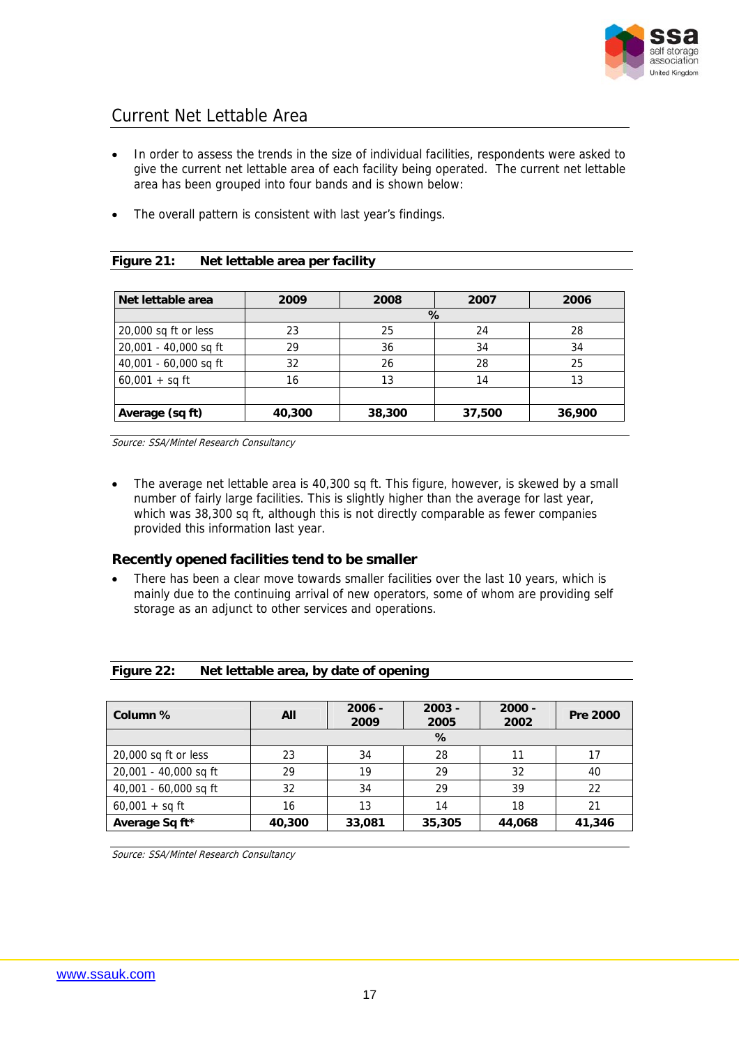## Current Net Lettable Area

- In order to assess the trends in the size of individual facilities, respondents were asked to give the current net lettable area of each facility being operated. The current net lettable area has been grouped into four bands and is shown below:
- The overall pattern is consistent with last year's findings.

**Figure 21: Net lettable area per facility**

| Net lettable area | 2009 | 2008 | 2007 | 2006 |
|---|---|---|---|---|
| | % | | | |
| 20,000 sq ft or less | 23 | 25 | 24 | 28 |
| 20,001 - 40,000 sq ft | 29 | 36 | 34 | 34 |
| 40,001 - 60,000 sq ft | 32 | 26 | 28 | 25 |
| 60,001 + sq ft | 16 | 13 | 14 | 13 |
| | | | | |
| **Average (sq ft)** | **40,300** | **38,300** | **37,500** | **36,900** |

*Source: SSA/Mintel Research Consultancy*

- The average net lettable area is 40,300 sq ft. This figure, however, is skewed by a small number of fairly large facilities. This is slightly higher than the average for last year, which was 38,300 sq ft, although this is not directly comparable as fewer companies provided this information last year.

### Recently opened facilities tend to be smaller

- There has been a clear move towards smaller facilities over the last 10 years, which is mainly due to the continuing arrival of new operators, some of whom are providing self storage as an adjunct to other services and operations.

**Figure 22: Net lettable area, by date of opening**

| Column % | All | 2006 - 2009 | 2003 - 2005 | 2000 - 2002 | Pre 2000 |
|---|---|---|---|---|---|
| | % | | | | |
| 20,000 sq ft or less | 23 | 34 | 28 | 11 | 17 |
| 20,001 - 40,000 sq ft | 29 | 19 | 29 | 32 | 40 |
| 40,001 - 60,000 sq ft | 32 | 34 | 29 | 39 | 22 |
| 60,001 + sq ft | 16 | 13 | 14 | 18 | 21 |
| **Average Sq ft*** | **40,300** | **33,081** | **35,305** | **44,068** | **41,346** |

*Source: SSA/Mintel Research Consultancy*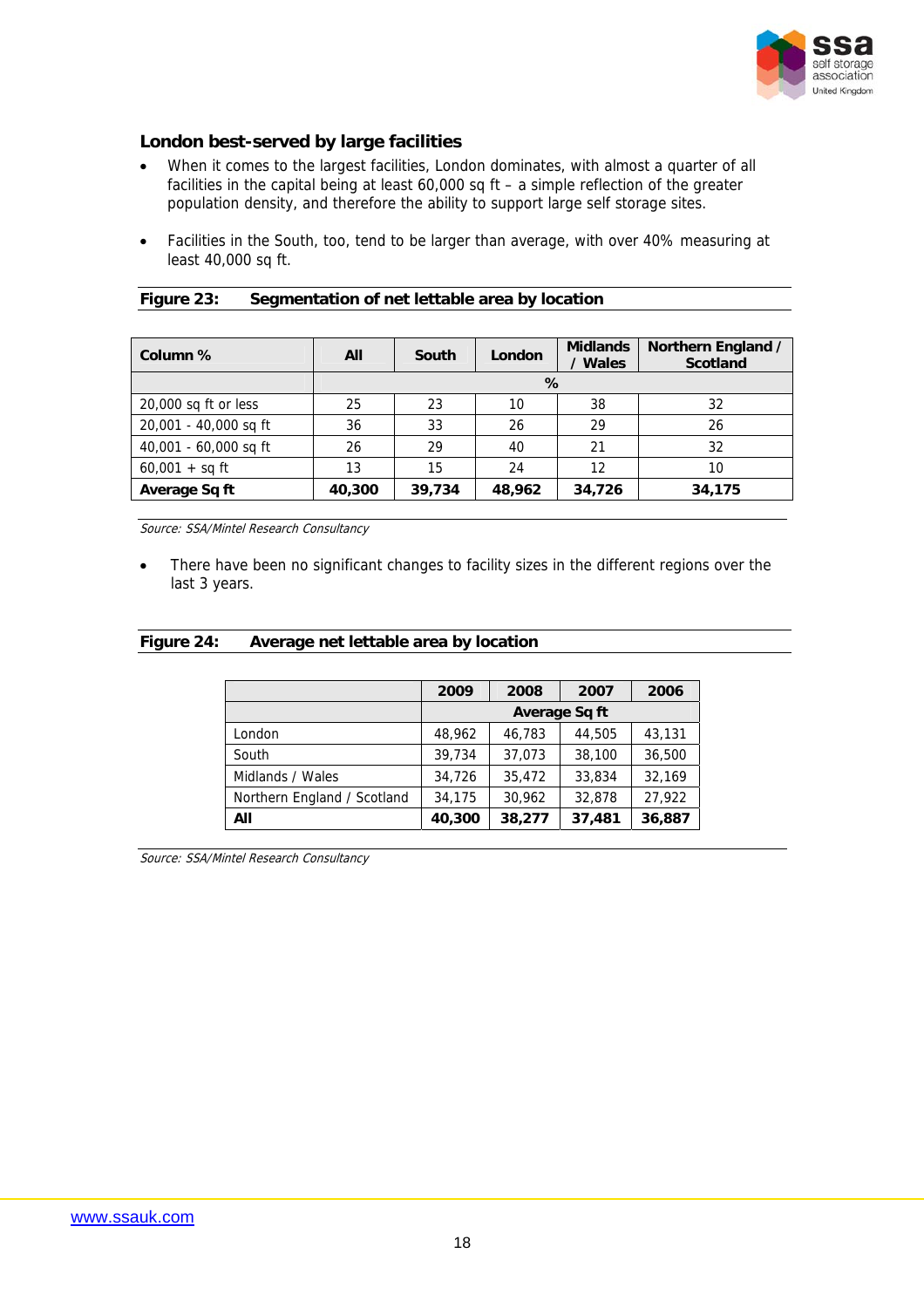## London best-served by large facilities

- When it comes to the largest facilities, London dominates, with almost a quarter of all facilities in the capital being at least 60,000 sq ft – a simple reflection of the greater population density, and therefore the ability to support large self storage sites.

- Facilities in the South, too, tend to be larger than average, with over 40% measuring at least 40,000 sq ft.

**Figure 23: Segmentation of net lettable area by location**

| Column % | All | South | London | Midlands / Wales | Northern England / Scotland |
|---|---|---|---|---|---|
| | % | | | | |
| 20,000 sq ft or less | 25 | 23 | 10 | 38 | 32 |
| 20,001 - 40,000 sq ft | 36 | 33 | 26 | 29 | 26 |
| 40,001 - 60,000 sq ft | 26 | 29 | 40 | 21 | 32 |
| 60,001 + sq ft | 13 | 15 | 24 | 12 | 10 |
| **Average Sq ft** | **40,300** | **39,734** | **48,962** | **34,726** | **34,175** |

*Source: SSA/Mintel Research Consultancy*

- There have been no significant changes to facility sizes in the different regions over the last 3 years.

**Figure 24: Average net lettable area by location**

| | 2009 | 2008 | 2007 | 2006 |
|---|---|---|---|---|
| | Average Sq ft | | | |
| London | 48,962 | 46,783 | 44,505 | 43,131 |
| South | 39,734 | 37,073 | 38,100 | 36,500 |
| Midlands / Wales | 34,726 | 35,472 | 33,834 | 32,169 |
| Northern England / Scotland | 34,175 | 30,962 | 32,878 | 27,922 |
| **All** | **40,300** | **38,277** | **37,481** | **36,887** |

*Source: SSA/Mintel Research Consultancy*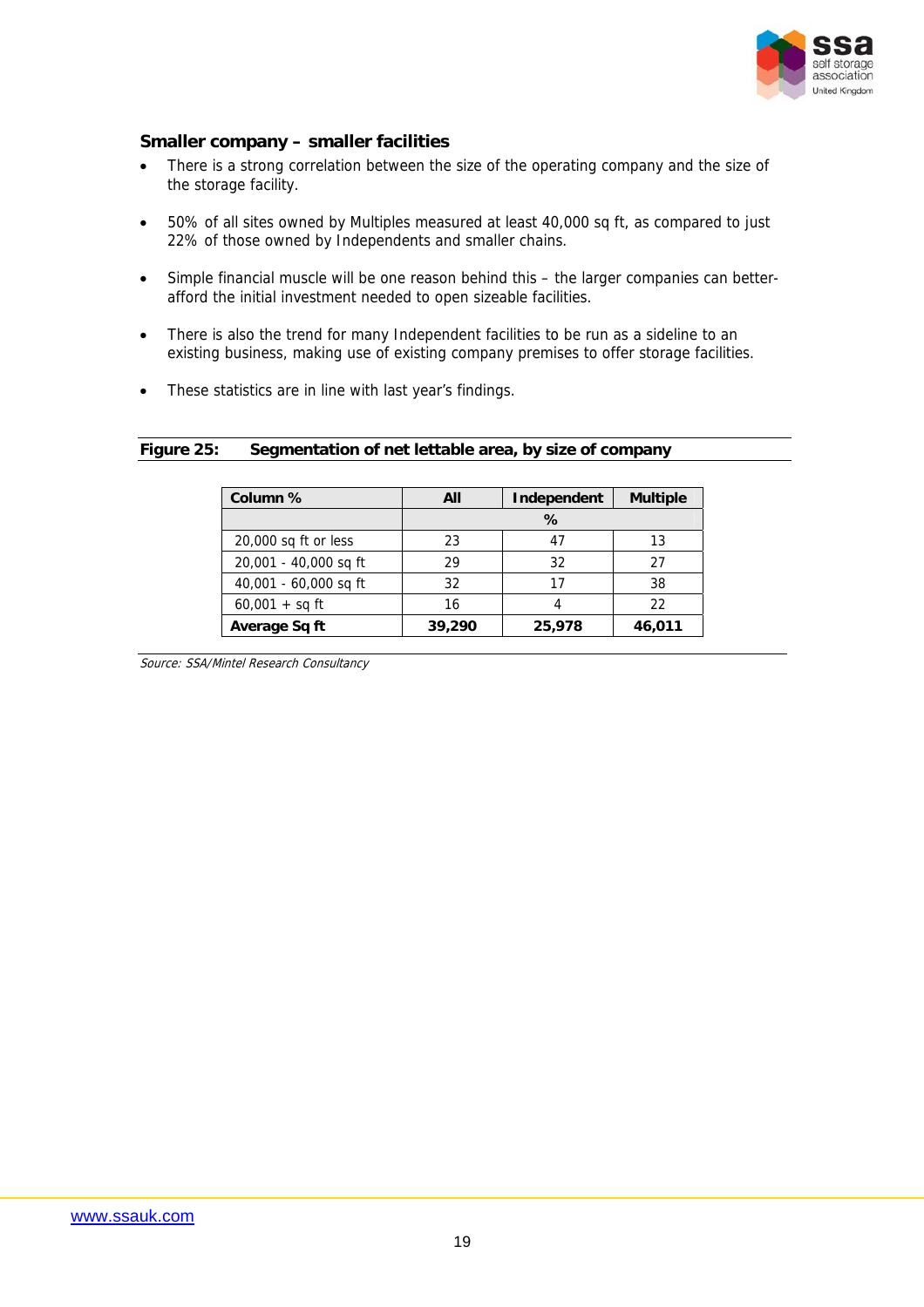## Smaller company – smaller facilities

- There is a strong correlation between the size of the operating company and the size of the storage facility.
- 50% of all sites owned by Multiples measured at least 40,000 sq ft, as compared to just 22% of those owned by Independents and smaller chains.
- Simple financial muscle will be one reason behind this – the larger companies can better-afford the initial investment needed to open sizeable facilities.
- There is also the trend for many Independent facilities to be run as a sideline to an existing business, making use of existing company premises to offer storage facilities.
- These statistics are in line with last year's findings.

**Figure 25: Segmentation of net lettable area, by size of company**

| Column % | All | Independent | Multiple |
|---|---|---|---|
| | % | | |
| 20,000 sq ft or less | 23 | 47 | 13 |
| 20,001 - 40,000 sq ft | 29 | 32 | 27 |
| 40,001 - 60,000 sq ft | 32 | 17 | 38 |
| 60,001 + sq ft | 16 | 4 | 22 |
| **Average Sq ft** | **39,290** | **25,978** | **46,011** |

*Source: SSA/Mintel Research Consultancy*

www.ssauk.com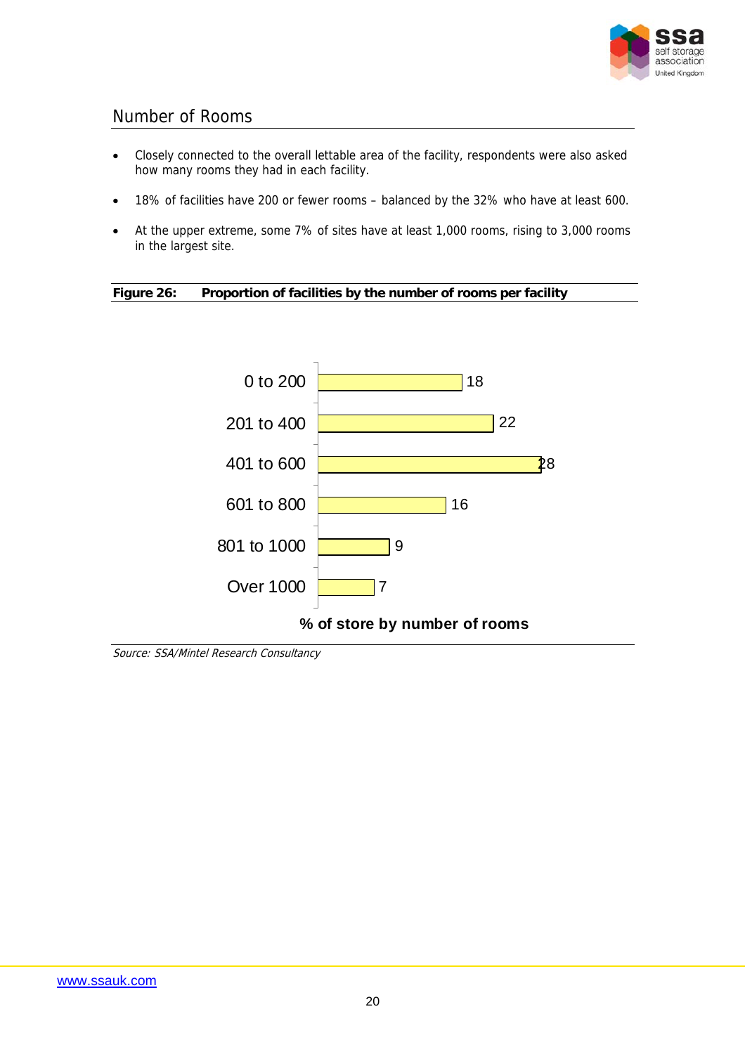## Number of Rooms

- Closely connected to the overall lettable area of the facility, respondents were also asked how many rooms they had in each facility.
- 18% of facilities have 200 or fewer rooms – balanced by the 32% who have at least 600.
- At the upper extreme, some 7% of sites have at least 1,000 rooms, rising to 3,000 rooms in the largest site.

**Figure 26: Proportion of facilities by the number of rooms per facility**

| Number of rooms | % of store by number of rooms |
|---|---|
| 0 to 200 | 18 |
| 201 to 400 | 22 |
| 401 to 600 | 28 |
| 601 to 800 | 16 |
| 801 to 1000 | 9 |
| Over 1000 | 7 |

*Source: SSA/Mintel Research Consultancy*

www.ssauk.com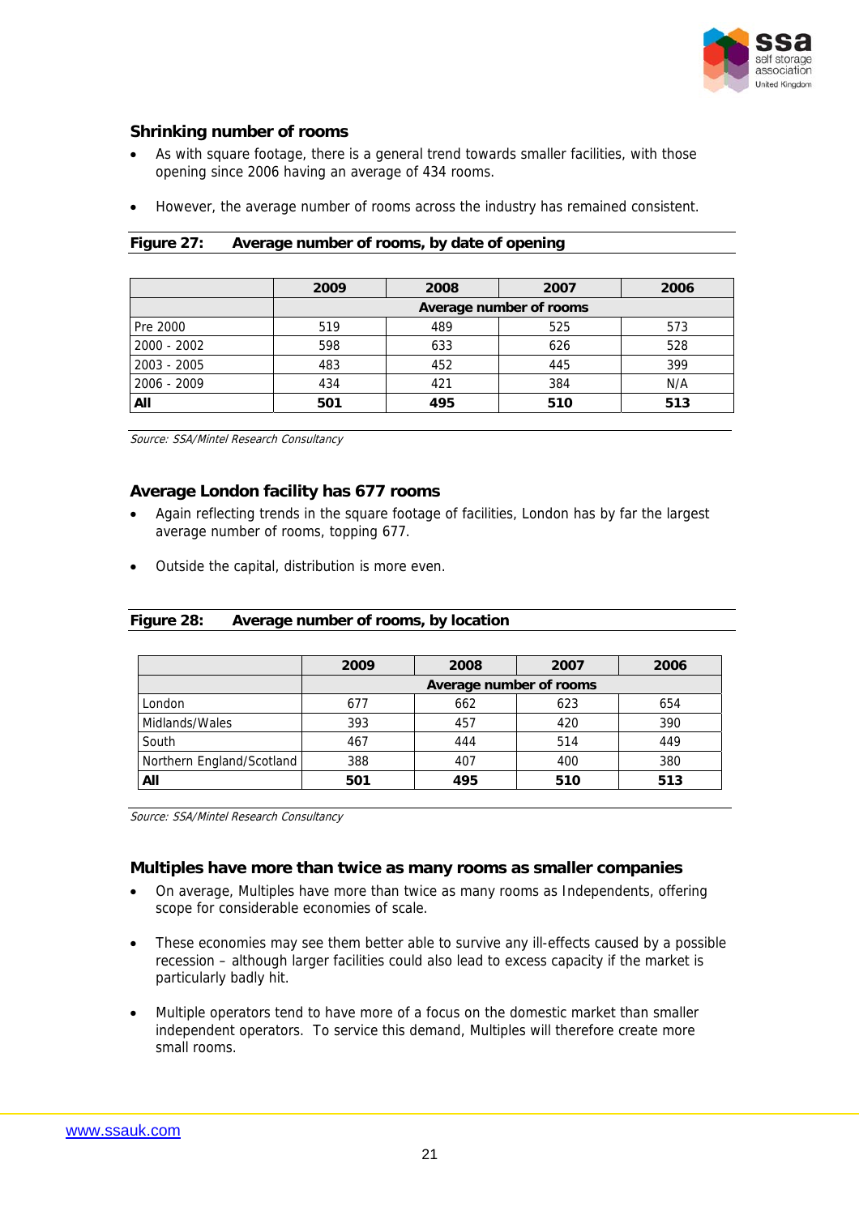## Shrinking number of rooms

- As with square footage, there is a general trend towards smaller facilities, with those opening since 2006 having an average of 434 rooms.
- However, the average number of rooms across the industry has remained consistent.

**Figure 27: Average number of rooms, by date of opening**

| | 2009 | 2008 | 2007 | 2006 |
|---|---|---|---|---|
| | **Average number of rooms** | | | |
| Pre 2000 | 519 | 489 | 525 | 573 |
| 2000 - 2002 | 598 | 633 | 626 | 528 |
| 2003 - 2005 | 483 | 452 | 445 | 399 |
| 2006 - 2009 | 434 | 421 | 384 | N/A |
| **All** | **501** | **495** | **510** | **513** |

*Source: SSA/Mintel Research Consultancy*

## Average London facility has 677 rooms

- Again reflecting trends in the square footage of facilities, London has by far the largest average number of rooms, topping 677.
- Outside the capital, distribution is more even.

**Figure 28: Average number of rooms, by location**

| | 2009 | 2008 | 2007 | 2006 |
|---|---|---|---|---|
| | **Average number of rooms** | | | |
| London | 677 | 662 | 623 | 654 |
| Midlands/Wales | 393 | 457 | 420 | 390 |
| South | 467 | 444 | 514 | 449 |
| Northern England/Scotland | 388 | 407 | 400 | 380 |
| **All** | **501** | **495** | **510** | **513** |

*Source: SSA/Mintel Research Consultancy*

## Multiples have more than twice as many rooms as smaller companies

- On average, Multiples have more than twice as many rooms as Independents, offering scope for considerable economies of scale.
- These economies may see them better able to survive any ill-effects caused by a possible recession – although larger facilities could also lead to excess capacity if the market is particularly badly hit.
- Multiple operators tend to have more of a focus on the domestic market than smaller independent operators. To service this demand, Multiples will therefore create more small rooms.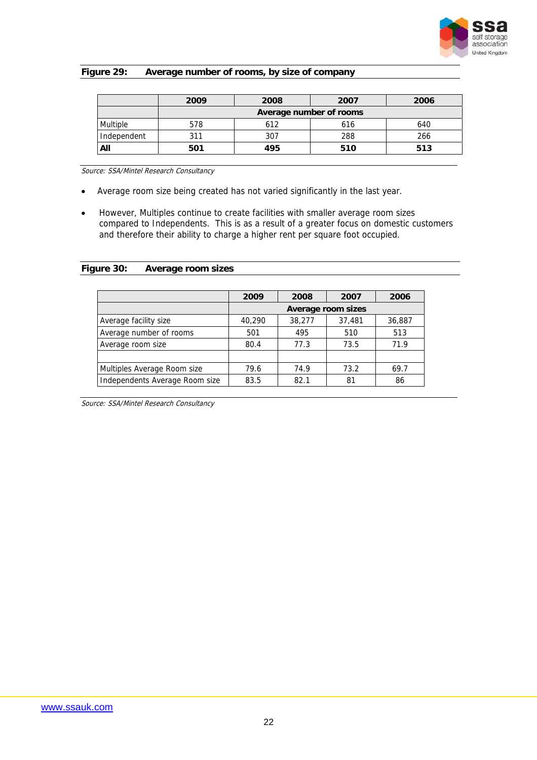**Figure 29: Average number of rooms, by size of company**

| | 2009 | 2008 | 2007 | 2006 |
|---|---|---|---|---|
| | Average number of rooms | | | |
| Multiple | 578 | 612 | 616 | 640 |
| Independent | 311 | 307 | 288 | 266 |
| **All** | **501** | **495** | **510** | **513** |

*Source: SSA/Mintel Research Consultancy*

- Average room size being created has not varied significantly in the last year.
- However, Multiples continue to create facilities with smaller average room sizes compared to Independents. This is as a result of a greater focus on domestic customers and therefore their ability to charge a higher rent per square foot occupied.

**Figure 30: Average room sizes**

| | 2009 | 2008 | 2007 | 2006 |
|---|---|---|---|---|
| | Average room sizes | | | |
| Average facility size | 40,290 | 38,277 | 37,481 | 36,887 |
| Average number of rooms | 501 | 495 | 510 | 513 |
| Average room size | 80.4 | 77.3 | 73.5 | 71.9 |
| | | | | |
| Multiples Average Room size | 79.6 | 74.9 | 73.2 | 69.7 |
| Independents Average Room size | 83.5 | 82.1 | 81 | 86 |

*Source: SSA/Mintel Research Consultancy*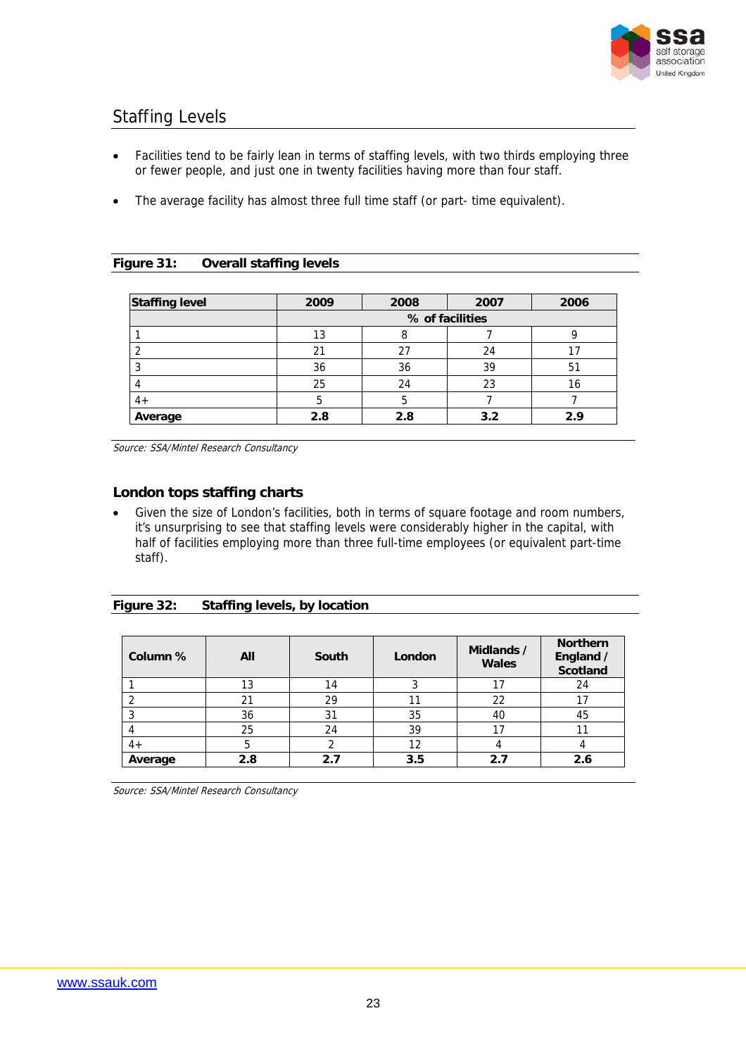## Staffing Levels

- Facilities tend to be fairly lean in terms of staffing levels, with two thirds employing three or fewer people, and just one in twenty facilities having more than four staff.
- The average facility has almost three full time staff (or part- time equivalent).

**Figure 31: Overall staffing levels**

| Staffing level | 2009 | 2008 | 2007 | 2006 |
|---|---|---|---|---|
| | % of facilities | | | |
| 1 | 13 | 8 | 7 | 9 |
| 2 | 21 | 27 | 24 | 17 |
| 3 | 36 | 36 | 39 | 51 |
| 4 | 25 | 24 | 23 | 16 |
| 4+ | 5 | 5 | 7 | 7 |
| **Average** | **2.8** | **2.8** | **3.2** | **2.9** |

*Source: SSA/Mintel Research Consultancy*

### London tops staffing charts

- Given the size of London's facilities, both in terms of square footage and room numbers, it's unsurprising to see that staffing levels were considerably higher in the capital, with half of facilities employing more than three full-time employees (or equivalent part-time staff).

**Figure 32: Staffing levels, by location**

| Column % | All | South | London | Midlands / Wales | Northern England / Scotland |
|---|---|---|---|---|---|
| 1 | 13 | 14 | 3 | 17 | 24 |
| 2 | 21 | 29 | 11 | 22 | 17 |
| 3 | 36 | 31 | 35 | 40 | 45 |
| 4 | 25 | 24 | 39 | 17 | 11 |
| 4+ | 5 | 2 | 12 | 4 | 4 |
| **Average** | **2.8** | **2.7** | **3.5** | **2.7** | **2.6** |

*Source: SSA/Mintel Research Consultancy*

www.ssauk.com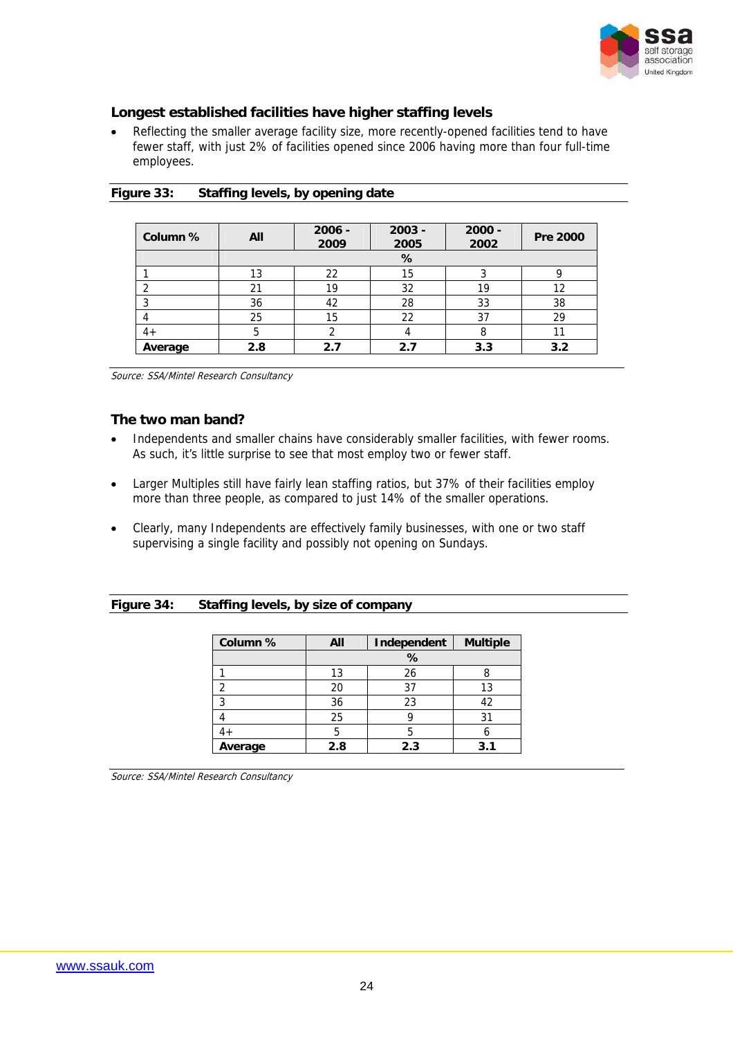## Longest established facilities have higher staffing levels

- Reflecting the smaller average facility size, more recently-opened facilities tend to have fewer staff, with just 2% of facilities opened since 2006 having more than four full-time employees.

**Figure 33: Staffing levels, by opening date**

| Column % | All | 2006 - 2009 | 2003 - 2005 | 2000 - 2002 | Pre 2000 |
|---|---|---|---|---|---|
| | % | | | | |
| 1 | 13 | 22 | 15 | 3 | 9 |
| 2 | 21 | 19 | 32 | 19 | 12 |
| 3 | 36 | 42 | 28 | 33 | 38 |
| 4 | 25 | 15 | 22 | 37 | 29 |
| 4+ | 5 | 2 | 4 | 8 | 11 |
| **Average** | **2.8** | **2.7** | **2.7** | **3.3** | **3.2** |

*Source: SSA/Mintel Research Consultancy*

## The two man band?

- Independents and smaller chains have considerably smaller facilities, with fewer rooms. As such, it's little surprise to see that most employ two or fewer staff.
- Larger Multiples still have fairly lean staffing ratios, but 37% of their facilities employ more than three people, as compared to just 14% of the smaller operations.
- Clearly, many Independents are effectively family businesses, with one or two staff supervising a single facility and possibly not opening on Sundays.

**Figure 34: Staffing levels, by size of company**

| Column % | All | Independent | Multiple |
|---|---|---|---|
| | % | | |
| 1 | 13 | 26 | 8 |
| 2 | 20 | 37 | 13 |
| 3 | 36 | 23 | 42 |
| 4 | 25 | 9 | 31 |
| 4+ | 5 | 5 | 6 |
| **Average** | **2.8** | **2.3** | **3.1** |

*Source: SSA/Mintel Research Consultancy*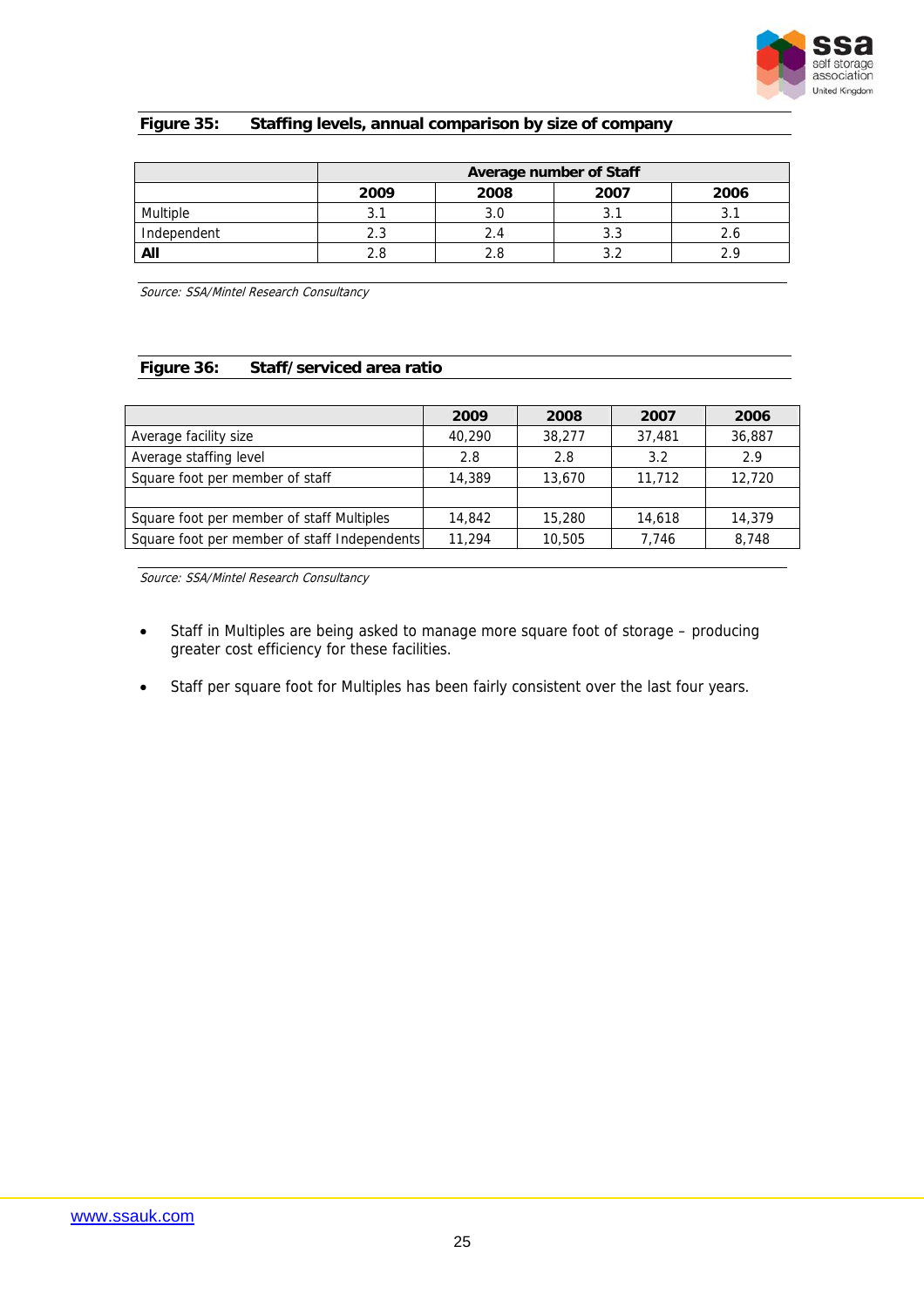**Figure 35: Staffing levels, annual comparison by size of company**

| | Average number of Staff | | | |
|---|---|---|---|---|
| | **2009** | **2008** | **2007** | **2006** |
| Multiple | 3.1 | 3.0 | 3.1 | 3.1 |
| Independent | 2.3 | 2.4 | 3.3 | 2.6 |
| **All** | 2.8 | 2.8 | 3.2 | 2.9 |

*Source: SSA/Mintel Research Consultancy*

**Figure 36: Staff/serviced area ratio**

| | **2009** | **2008** | **2007** | **2006** |
|---|---|---|---|---|
| Average facility size | 40,290 | 38,277 | 37,481 | 36,887 |
| Average staffing level | 2.8 | 2.8 | 3.2 | 2.9 |
| Square foot per member of staff | 14,389 | 13,670 | 11,712 | 12,720 |
| | | | | |
| Square foot per member of staff Multiples | 14,842 | 15,280 | 14,618 | 14,379 |
| Square foot per member of staff Independents | 11,294 | 10,505 | 7,746 | 8,748 |

*Source: SSA/Mintel Research Consultancy*

- Staff in Multiples are being asked to manage more square foot of storage – producing greater cost efficiency for these facilities.
- Staff per square foot for Multiples has been fairly consistent over the last four years.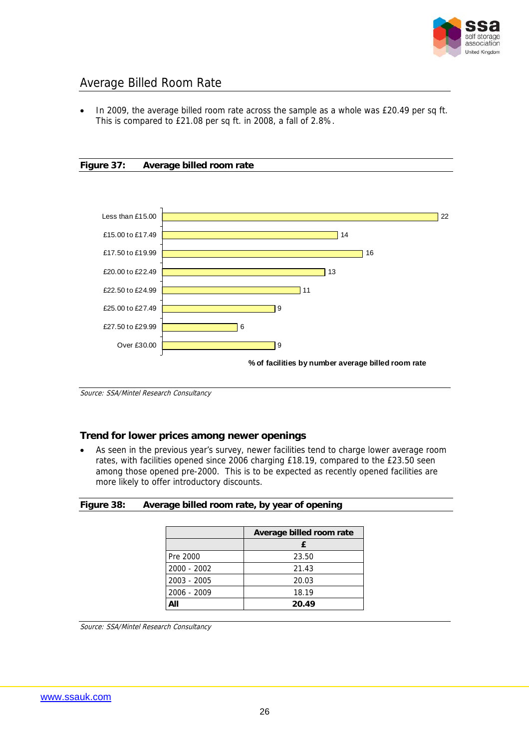## Average Billed Room Rate

- In 2009, the average billed room rate across the sample as a whole was £20.49 per sq ft. This is compared to £21.08 per sq ft. in 2008, a fall of 2.8%.

**Figure 37: Average billed room rate**

| Average billed room rate | % of facilities by number |
|---|---|
| Less than £15.00 | 22 |
| £15.00 to £17.49 | 14 |
| £17.50 to £19.99 | 16 |
| £20.00 to £22.49 | 13 |
| £22.50 to £24.99 | 11 |
| £25.00 to £27.49 | 9 |
| £27.50 to £29.99 | 6 |
| Over £30.00 | 9 |

**% of facilities by number average billed room rate**

*Source: SSA/Mintel Research Consultancy*

### Trend for lower prices among newer openings

- As seen in the previous year's survey, newer facilities tend to charge lower average room rates, with facilities opened since 2006 charging £18.19, compared to the £23.50 seen among those opened pre-2000. This is to be expected as recently opened facilities are more likely to offer introductory discounts.

**Figure 38: Average billed room rate, by year of opening**

| | Average billed room rate |
|---|---|
| | **£** |
| Pre 2000 | 23.50 |
| 2000 - 2002 | 21.43 |
| 2003 - 2005 | 20.03 |
| 2006 - 2009 | 18.19 |
| **All** | **20.49** |

*Source: SSA/Mintel Research Consultancy*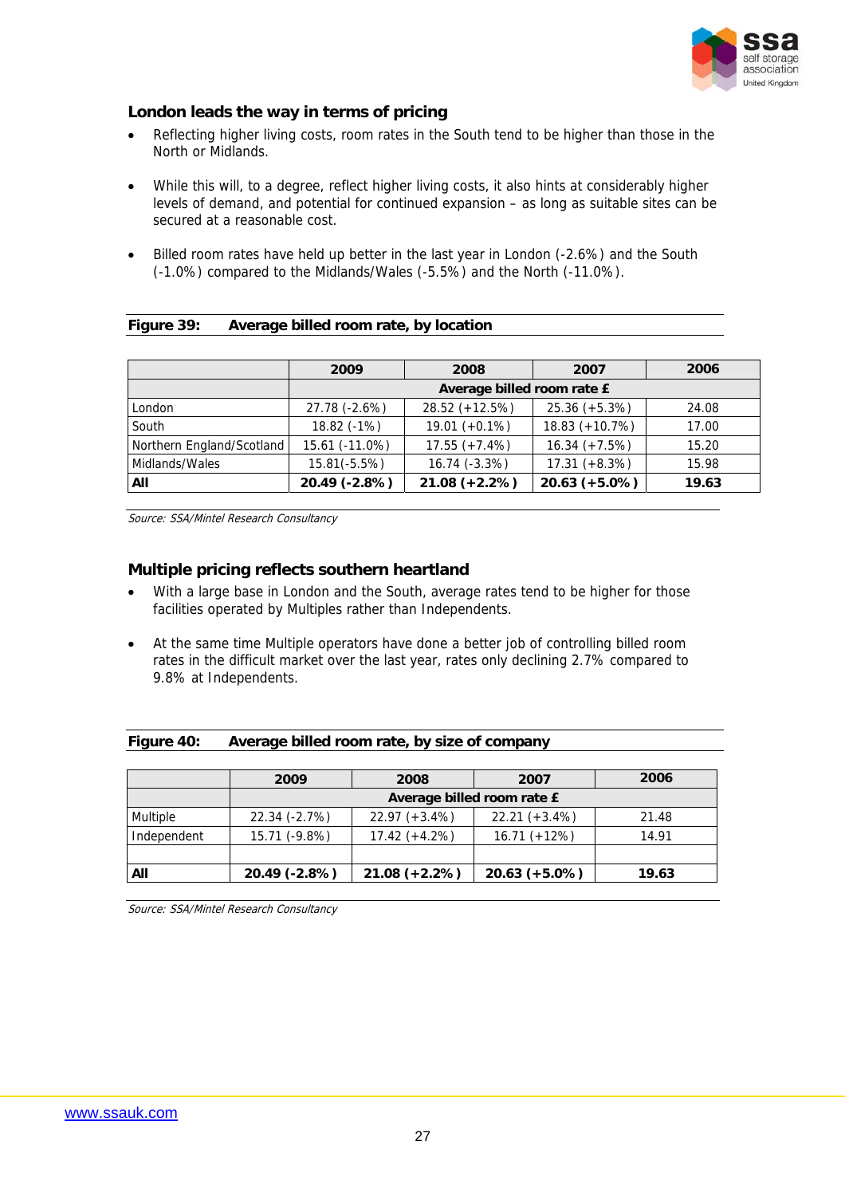## London leads the way in terms of pricing

- Reflecting higher living costs, room rates in the South tend to be higher than those in the North or Midlands.
- While this will, to a degree, reflect higher living costs, it also hints at considerably higher levels of demand, and potential for continued expansion – as long as suitable sites can be secured at a reasonable cost.
- Billed room rates have held up better in the last year in London (-2.6%) and the South (-1.0%) compared to the Midlands/Wales (-5.5%) and the North (-11.0%).

**Figure 39: Average billed room rate, by location**

| | 2009 | 2008 | 2007 | 2006 |
|---|---|---|---|---|
| | Average billed room rate £ | | | |
| London | 27.78 (-2.6%) | 28.52 (+12.5%) | 25.36 (+5.3%) | 24.08 |
| South | 18.82 (-1%) | 19.01 (+0.1%) | 18.83 (+10.7%) | 17.00 |
| Northern England/Scotland | 15.61 (-11.0%) | 17.55 (+7.4%) | 16.34 (+7.5%) | 15.20 |
| Midlands/Wales | 15.81(-5.5%) | 16.74 (-3.3%) | 17.31 (+8.3%) | 15.98 |
| **All** | **20.49 (-2.8%)** | **21.08 (+2.2%)** | **20.63 (+5.0%)** | **19.63** |

*Source: SSA/Mintel Research Consultancy*

## Multiple pricing reflects southern heartland

- With a large base in London and the South, average rates tend to be higher for those facilities operated by Multiples rather than Independents.
- At the same time Multiple operators have done a better job of controlling billed room rates in the difficult market over the last year, rates only declining 2.7% compared to 9.8% at Independents.

**Figure 40: Average billed room rate, by size of company**

| | 2009 | 2008 | 2007 | 2006 |
|---|---|---|---|---|
| | Average billed room rate £ | | | |
| Multiple | 22.34 (-2.7%) | 22.97 (+3.4%) | 22.21 (+3.4%) | 21.48 |
| Independent | 15.71 (-9.8%) | 17.42 (+4.2%) | 16.71 (+12%) | 14.91 |
| | | | | |
| **All** | **20.49 (-2.8%)** | **21.08 (+2.2%)** | **20.63 (+5.0%)** | **19.63** |

*Source: SSA/Mintel Research Consultancy*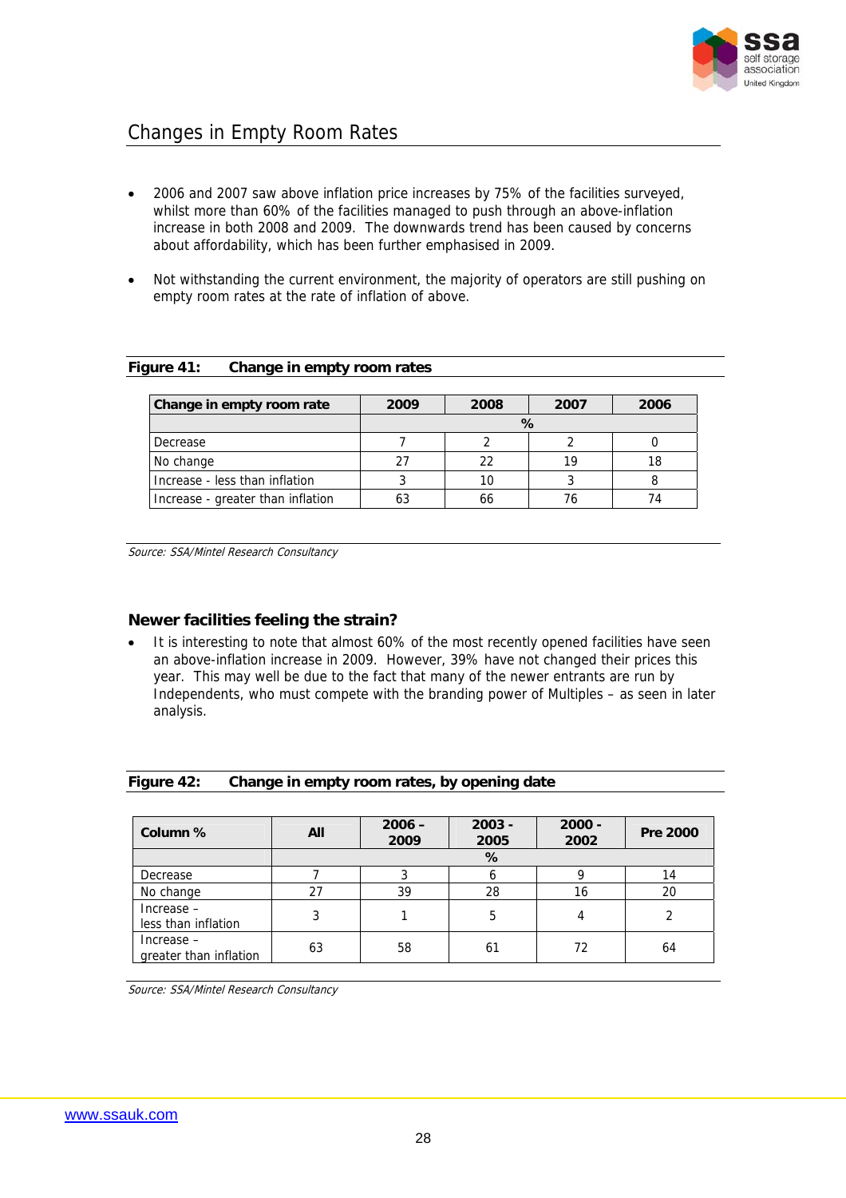## Changes in Empty Room Rates

- 2006 and 2007 saw above inflation price increases by 75% of the facilities surveyed, whilst more than 60% of the facilities managed to push through an above-inflation increase in both 2008 and 2009. The downwards trend has been caused by concerns about affordability, which has been further emphasised in 2009.

- Not withstanding the current environment, the majority of operators are still pushing on empty room rates at the rate of inflation of above.

**Figure 41: Change in empty room rates**

| Change in empty room rate | 2009 | 2008 | 2007 | 2006 |
|---|---|---|---|---|
| | % | | | |
| Decrease | 7 | 2 | 2 | 0 |
| No change | 27 | 22 | 19 | 18 |
| Increase - less than inflation | 3 | 10 | 3 | 8 |
| Increase - greater than inflation | 63 | 66 | 76 | 74 |

*Source: SSA/Mintel Research Consultancy*

### Newer facilities feeling the strain?

- It is interesting to note that almost 60% of the most recently opened facilities have seen an above-inflation increase in 2009. However, 39% have not changed their prices this year. This may well be due to the fact that many of the newer entrants are run by Independents, who must compete with the branding power of Multiples – as seen in later analysis.

**Figure 42: Change in empty room rates, by opening date**

| Column % | All | 2006 – 2009 | 2003 - 2005 | 2000 - 2002 | Pre 2000 |
|---|---|---|---|---|---|
| | % | | | | |
| Decrease | 7 | 3 | 6 | 9 | 14 |
| No change | 27 | 39 | 28 | 16 | 20 |
| Increase – less than inflation | 3 | 1 | 5 | 4 | 2 |
| Increase – greater than inflation | 63 | 58 | 61 | 72 | 64 |

*Source: SSA/Mintel Research Consultancy*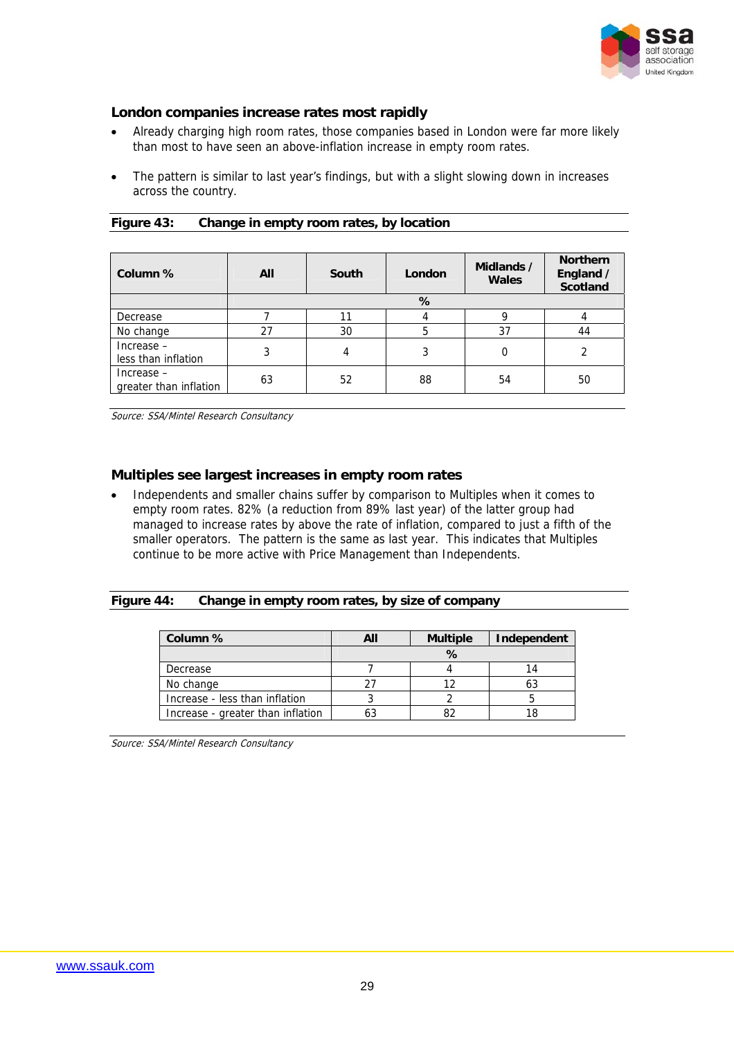## London companies increase rates most rapidly

- Already charging high room rates, those companies based in London were far more likely than most to have seen an above-inflation increase in empty room rates.
- The pattern is similar to last year's findings, but with a slight slowing down in increases across the country.

**Figure 43: Change in empty room rates, by location**

| Column % | All | South | London | Midlands / Wales | Northern England / Scotland |
|---|---|---|---|---|---|
| | % | | | | |
| Decrease | 7 | 11 | 4 | 9 | 4 |
| No change | 27 | 30 | 5 | 37 | 44 |
| Increase – less than inflation | 3 | 4 | 3 | 0 | 2 |
| Increase – greater than inflation | 63 | 52 | 88 | 54 | 50 |

*Source: SSA/Mintel Research Consultancy*

## Multiples see largest increases in empty room rates

- Independents and smaller chains suffer by comparison to Multiples when it comes to empty room rates. 82% (a reduction from 89% last year) of the latter group had managed to increase rates by above the rate of inflation, compared to just a fifth of the smaller operators. The pattern is the same as last year. This indicates that Multiples continue to be more active with Price Management than Independents.

**Figure 44: Change in empty room rates, by size of company**

| Column % | All | Multiple | Independent |
|---|---|---|---|
| | % | | |
| Decrease | 7 | 4 | 14 |
| No change | 27 | 12 | 63 |
| Increase - less than inflation | 3 | 2 | 5 |
| Increase - greater than inflation | 63 | 82 | 18 |

*Source: SSA/Mintel Research Consultancy*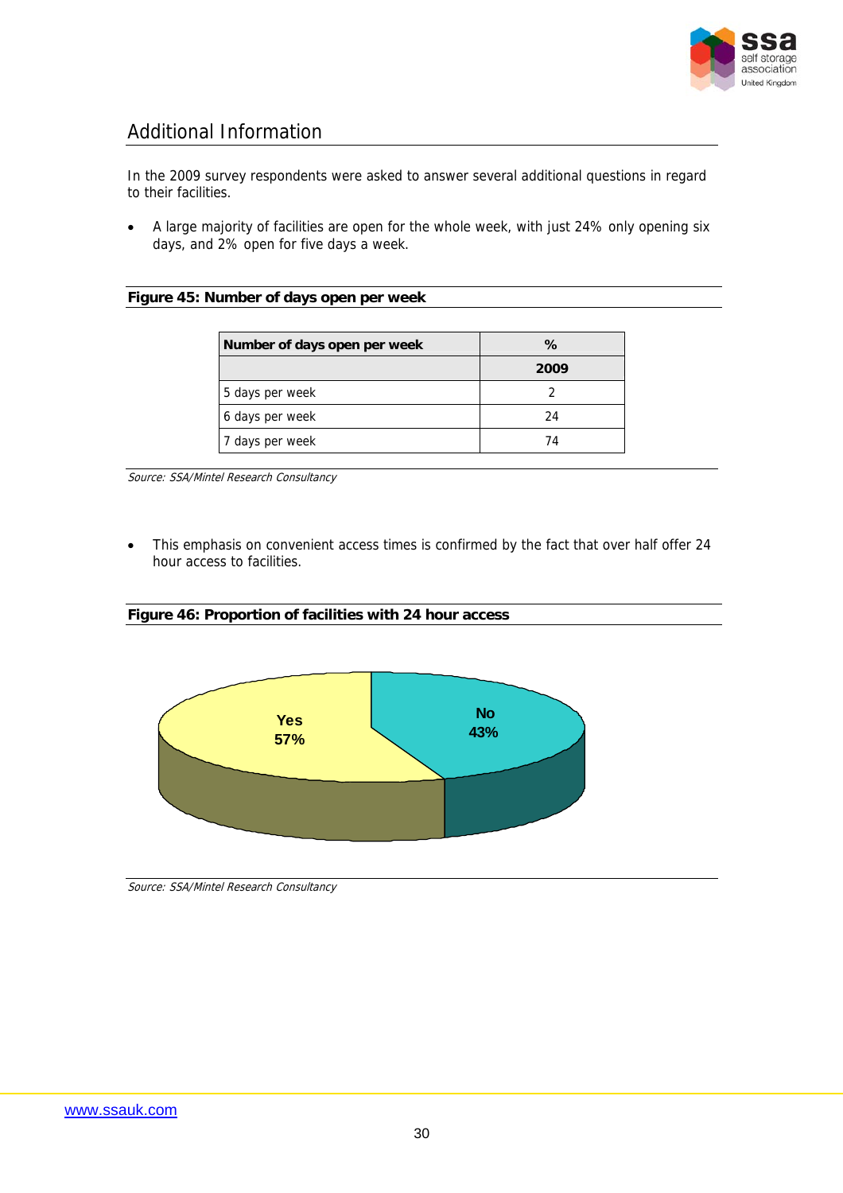## Additional Information

In the 2009 survey respondents were asked to answer several additional questions in regard to their facilities.

- A large majority of facilities are open for the whole week, with just 24% only opening six days, and 2% open for five days a week.

**Figure 45: Number of days open per week**

| Number of days open per week | % |
|---|---|
| | **2009** |
| 5 days per week | 2 |
| 6 days per week | 24 |
| 7 days per week | 74 |

*Source: SSA/Mintel Research Consultancy*

- This emphasis on convenient access times is confirmed by the fact that over half offer 24 hour access to facilities.

**Figure 46: Proportion of facilities with 24 hour access**

Yes 57%

No 43%

*Source: SSA/Mintel Research Consultancy*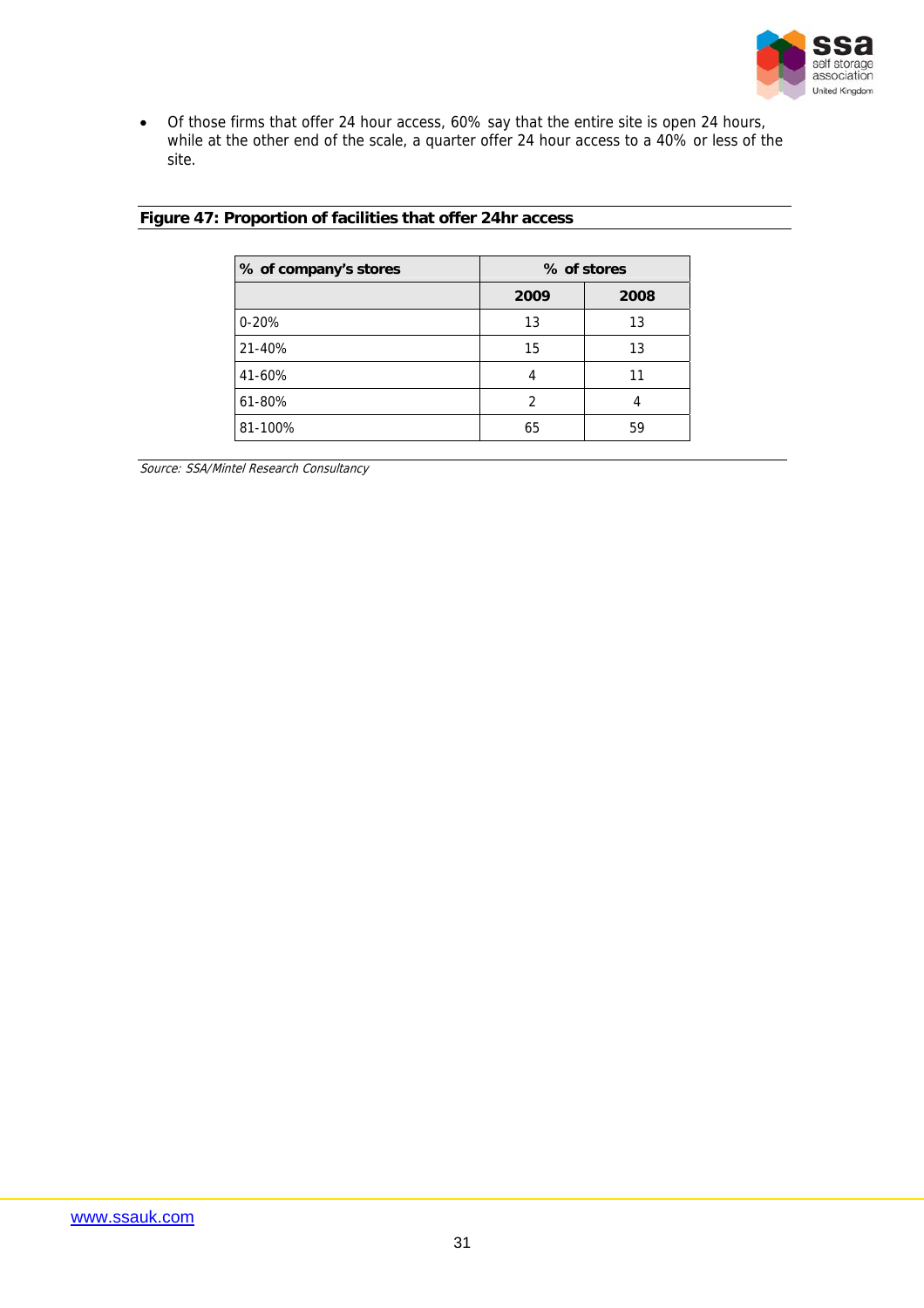- Of those firms that offer 24 hour access, 60% say that the entire site is open 24 hours, while at the other end of the scale, a quarter offer 24 hour access to a 40% or less of the site.

**Figure 47: Proportion of facilities that offer 24hr access**

| % of company's stores | % of stores | |
|---|---|---|
| | **2009** | **2008** |
| 0-20% | 13 | 13 |
| 21-40% | 15 | 13 |
| 41-60% | 4 | 11 |
| 61-80% | 2 | 4 |
| 81-100% | 65 | 59 |

*Source: SSA/Mintel Research Consultancy*

www.ssauk.com